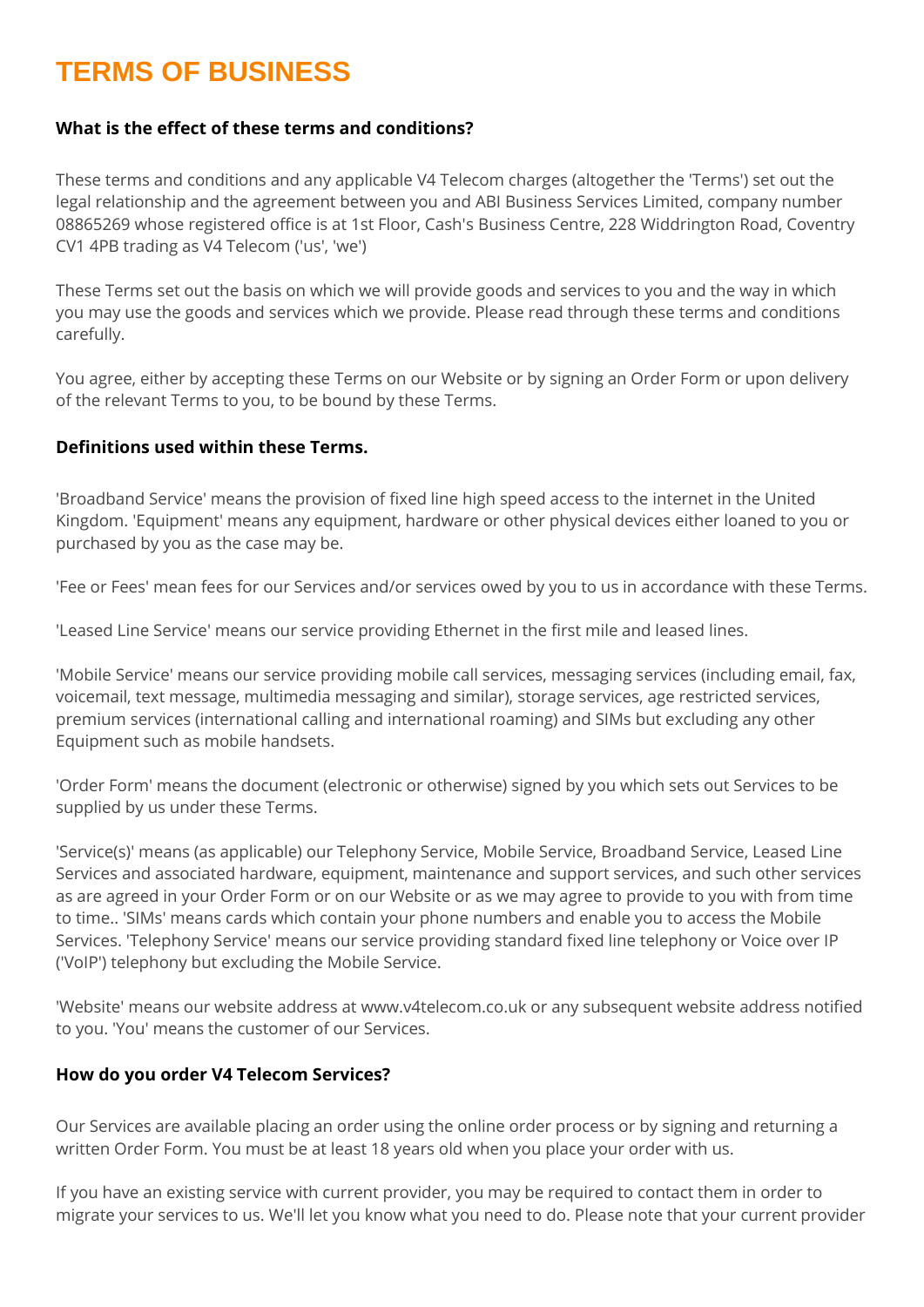# TERMS OF BUSINESS

**What is the effect of these terms and conditions?**

These terms and conditions and any applicable V4 Telecom charges (altogether the 'Terms') set out the legal relationship and the agreement between you and ABI Business Services Limited, company number 08865269 whose registered office is at 1st Floor, Cash's Business Centre, 228 Widdrington Road, Coventry CV1 4PB trading as V4 Telecom ('us', 'we')

These Terms set out the basis on which we will provide goods and services to you and the way in which you may use the goods and services which we provide. Please read through these terms and conditions carefully.

You agree, either by accepting these Terms on our Website or by signing an Order Form or upon delivery of the relevant Terms to you, to be bound by these Terms.

**Definitions used within these Terms.**

'Broadband Service' means the provision of fixed line high speed access to the internet in the United Kingdom. 'Equipment' means any equipment, hardware or other physical devices either loaned to you or purchased by you as the case may be.

'Fee or Fees' mean fees for our Services and/or services owed by you to us in accordance with these Terms.

'Leased Line Service' means our service providing Ethernet in the first mile and leased lines.

'Mobile Service' means our service providing mobile call services, messaging services (including email, fax, voicemail, text message, multimedia messaging and similar), storage services, age restricted services, premium services (international calling and international roaming) and SIMs but excluding any other Equipment such as mobile handsets.

'Order Form' means the document (electronic or otherwise) signed by you which sets out Services to be supplied by us under these Terms.

'Service(s)' means (as applicable) our Telephony Service, Mobile Service, Broadband Service, Leased Line Services and associated hardware, equipment, maintenance and support services, and such other services as are agreed in your Order Form or on our Website or as we may agree to provide to you with from time to time.. 'SIMs' means cards which contain your phone numbers and enable you to access the Mobile Services. 'Telephony Service' means our service providing standard fixed line telephony or Voice over IP ('VoIP') telephony but excluding the Mobile Service.

'Website' means our website address at www.v4telecom.co.uk or any subsequent website address notified to you. 'You' means the customer of our Services.

**How do you order V4 Telecom Services?**

Our Services are available placing an order using the online order process or by signing and returning a written Order Form. You must be at least 18 years old when you place your order with us.

If you have an existing service with current provider, you may be required to contact them in order to migrate your services to us. We'll let you know what you need to do. Please note that your current provider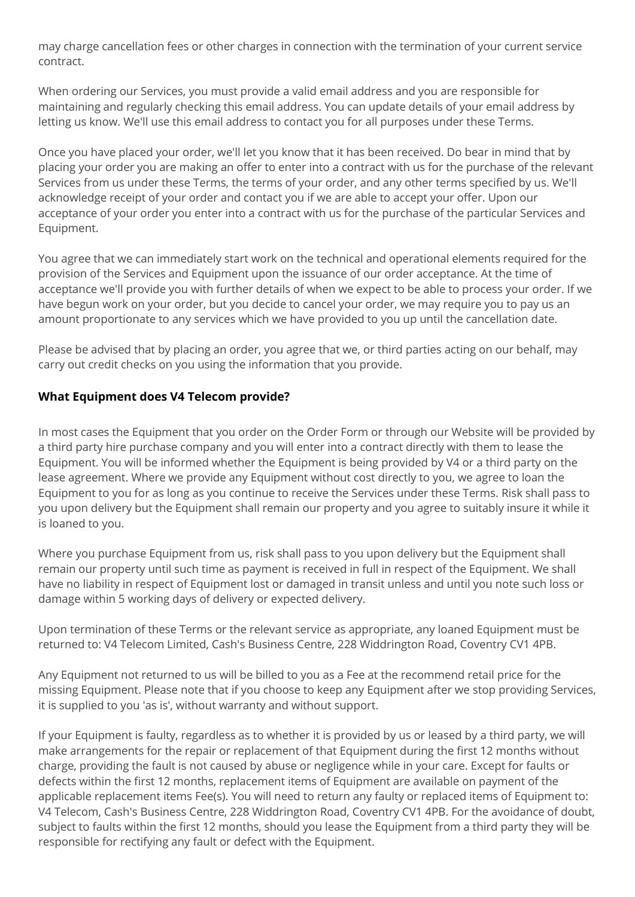may charge cancellation fees or other charges in connection with the termination of your current service contract.

When ordering our Services, you must provide a valid email address and you are responsible for maintaining and regularly checking this email address. You can update details of your email address by letting us know. We'll use this email address to contact you for all purposes under these Terms.

Once you have placed your order, we'll let you know that it has been received. Do bear in mind that by placing your order you are making an offer to enter into a contract with us for the purchase of the relevant Services from us under these Terms, the terms of your order, and any other terms specified by us. We'll acknowledge receipt of your order and contact you if we are able to accept your offer. Upon our acceptance of your order you enter into a contract with us for the purchase of the particular Services and Equipment.

You agree that we can immediately start work on the technical and operational elements required for the provision of the Services and Equipment upon the issuance of our order acceptance. At the time of acceptance we'll provide you with further details of when we expect to be able to process your order. If we have begun work on your order, but you decide to cancel your order, we may require you to pay us an amount proportionate to any services which we have provided to you up until the cancellation date.

Please be advised that by placing an order, you agree that we, or third parties acting on our behalf, may carry out credit checks on you using the information that you provide.

### What Equipment does V4 Telecom provide?

In most cases the Equipment that you order on the Order Form or through our Website will be provided by a third party hire purchase company and you will enter into a contract directly with them to lease the Equipment. You will be informed whether the Equipment is being provided by V4 or a third party on the lease agreement. Where we provide any Equipment without cost directly to you, we agree to loan the Equipment to you for as long as you continue to receive the Services under these Terms. Risk shall pass to you upon delivery but the Equipment shall remain our property and you agree to suitably insure it while it is loaned to you.

Where you purchase Equipment from us, risk shall pass to you upon delivery but the Equipment shall remain our property until such time as payment is received in full in respect of the Equipment. We shall have no liability in respect of Equipment lost or damaged in transit unless and until you note such loss or damage within 5 working days of delivery or expected delivery.

Upon termination of these Terms or the relevant service as appropriate, any loaned Equipment must be returned to: V4 Telecom Limited, Cash's Business Centre, 228 Widdrington Road, Coventry CV1 4PB.

Any Equipment not returned to us will be billed to you as a Fee at the recommend retail price for the missing Equipment. Please note that if you choose to keep any Equipment after we stop providing Services, it is supplied to you 'as is', without warranty and without support.

If your Equipment is faulty, regardless as to whether it is provided by us or leased by a third party, we will make arrangements for the repair or replacement of that Equipment during the first 12 months without charge, providing the fault is not caused by abuse or negligence while in your care. Except for faults or defects within the first 12 months, replacement items of Equipment are available on payment of the applicable replacement items Fee(s). You will need to return any faulty or replaced items of Equipment to: V4 Telecom, Cash's Business Centre, 228 Widdrington Road, Coventry CV1 4PB. For the avoidance of doubt, subject to faults within the first 12 months, should you lease the Equipment from a third party they will be responsible for rectifying any fault or defect with the Equipment.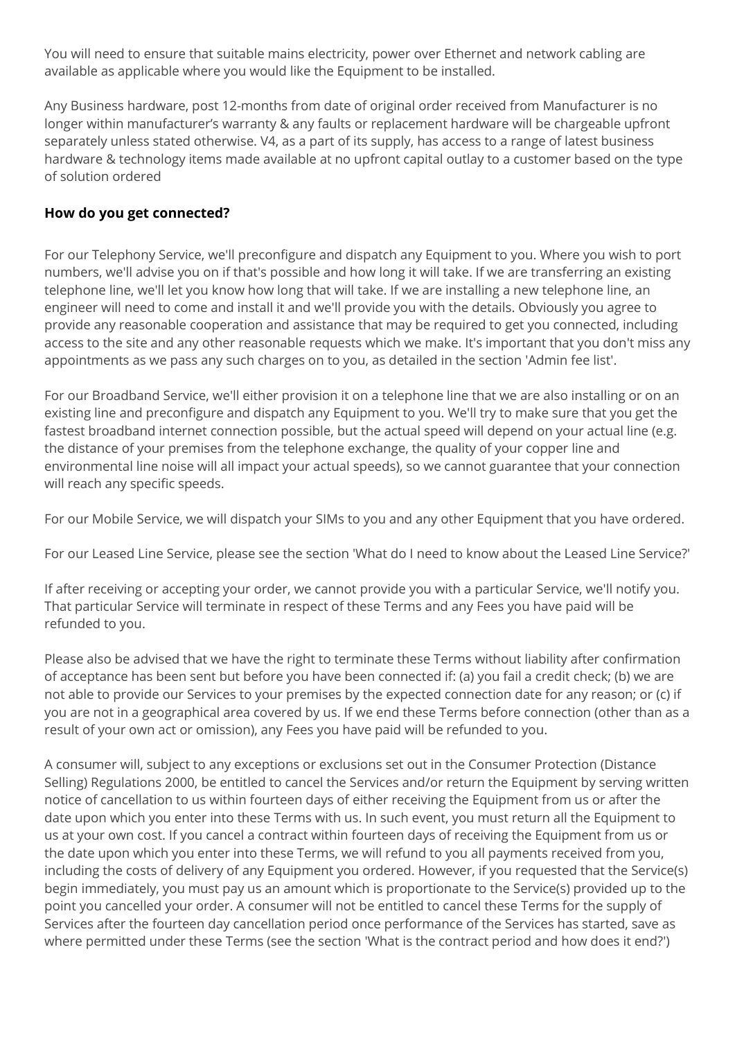You will need to ensure that suitable mains electricity, power over Ethernet and network cabling are available as applicable where you would like the Equipment to be installed.

Any Business hardware, post 12-months from date of original order received from Manufacturer is no longer within manufacturer's warranty & any faults or replacement hardware will be chargeable upfront separately unless stated otherwise. V4, as a part of its supply, has access to a range of latest business hardware & technology items made available at no upfront capital outlay to a customer based on the type of solution ordered

### How do you get connected?

For our Telephony Service, we'll preconfigure and dispatch any Equipment to you. Where you wish to port numbers, we'll advise you on if that's possible and how long it will take. If we are transferring an existing telephone line, we'll let you know how long that will take. If we are installing a new telephone line, an engineer will need to come and install it and we'll provide you with the details. Obviously you agree to provide any reasonable cooperation and assistance that may be required to get you connected, including access to the site and any other reasonable requests which we make. It's important that you don't miss any appointments as we pass any such charges on to you, as detailed in the section 'Admin fee list'.

For our Broadband Service, we'll either provision it on a telephone line that we are also installing or on an existing line and preconfigure and dispatch any Equipment to you. We'll try to make sure that you get the fastest broadband internet connection possible, but the actual speed will depend on your actual line (e.g. the distance of your premises from the telephone exchange, the quality of your copper line and environmental line noise will all impact your actual speeds), so we cannot guarantee that your connection will reach any specific speeds.

For our Mobile Service, we will dispatch your SIMs to you and any other Equipment that you have ordered.

For our Leased Line Service, please see the section 'What do I need to know about the Leased Line Service?'

If after receiving or accepting your order, we cannot provide you with a particular Service, we'll notify you. That particular Service will terminate in respect of these Terms and any Fees you have paid will be refunded to you.

Please also be advised that we have the right to terminate these Terms without liability after confirmation of acceptance has been sent but before you have been connected if: (a) you fail a credit check; (b) we are not able to provide our Services to your premises by the expected connection date for any reason; or (c) if you are not in a geographical area covered by us. If we end these Terms before connection (other than as a result of your own act or omission), any Fees you have paid will be refunded to you.

A consumer will, subject to any exceptions or exclusions set out in the Consumer Protection (Distance Selling) Regulations 2000, be entitled to cancel the Services and/or return the Equipment by serving written notice of cancellation to us within fourteen days of either receiving the Equipment from us or after the date upon which you enter into these Terms with us. In such event, you must return all the Equipment to us at your own cost. If you cancel a contract within fourteen days of receiving the Equipment from us or the date upon which you enter into these Terms, we will refund to you all payments received from you, including the costs of delivery of any Equipment you ordered. However, if you requested that the Service(s) begin immediately, you must pay us an amount which is proportionate to the Service(s) provided up to the point you cancelled your order. A consumer will not be entitled to cancel these Terms for the supply of Services after the fourteen day cancellation period once performance of the Services has started, save as where permitted under these Terms (see the section 'What is the contract period and how does it end?')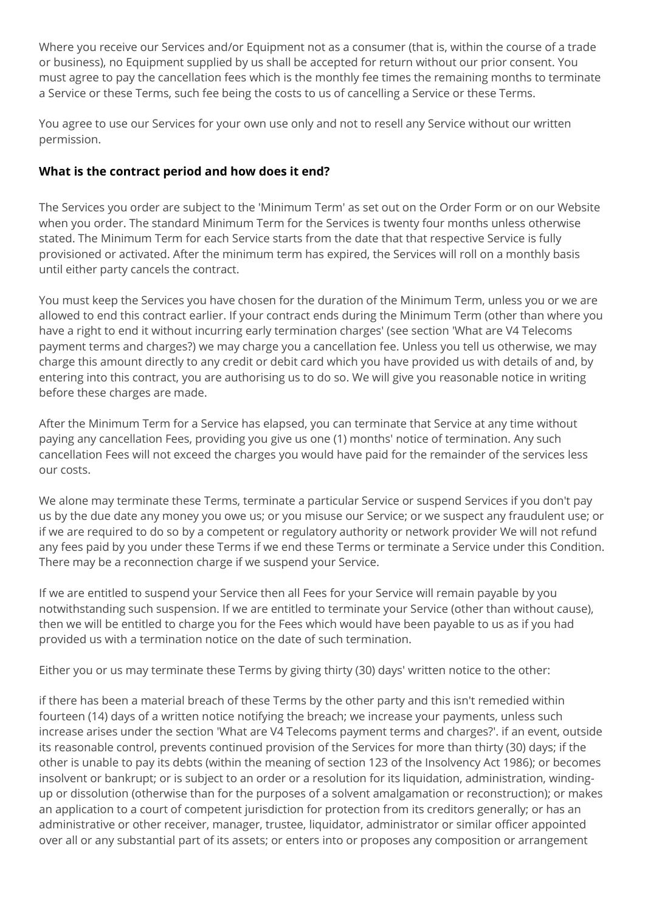Where you receive our Services and/or Equipment not as a consumer (that is, within the course of a trade or business), no Equipment supplied by us shall be accepted for return without our prior consent. You must agree to pay the cancellation fees which is the monthly fee times the remaining months to terminate a Service or these Terms, such fee being the costs to us of cancelling a Service or these Terms.

You agree to use our Services for your own use only and not to resell any Service without our written permission.

**What is the contract period and how does it end?**

The Services you order are subject to the 'Minimum Term' as set out on the Order Form or on our Website when you order. The standard Minimum Term for the Services is twenty four months unless otherwise stated. The Minimum Term for each Service starts from the date that that respective Service is fully provisioned or activated. After the minimum term has expired, the Services will roll on a monthly basis until either party cancels the contract.

You must keep the Services you have chosen for the duration of the Minimum Term, unless you or we are allowed to end this contract earlier. If your contract ends during the Minimum Term (other than where you have a right to end it without incurring early termination charges' (see section 'What are V4 Telecoms payment terms and charges?) we may charge you a cancellation fee. Unless you tell us otherwise, we may charge this amount directly to any credit or debit card which you have provided us with details of and, by entering into this contract, you are authorising us to do so. We will give you reasonable notice in writing before these charges are made.

After the Minimum Term for a Service has elapsed, you can terminate that Service at any time without paying any cancellation Fees, providing you give us one (1) months' notice of termination. Any such cancellation Fees will not exceed the charges you would have paid for the remainder of the services less our costs.

We alone may terminate these Terms, terminate a particular Service or suspend Services if you don't pay us by the due date any money you owe us; or you misuse our Service; or we suspect any fraudulent use; or if we are required to do so by a competent or regulatory authority or network provider We will not refund any fees paid by you under these Terms if we end these Terms or terminate a Service under this Condition. There may be a reconnection charge if we suspend your Service.

If we are entitled to suspend your Service then all Fees for your Service will remain payable by you notwithstanding such suspension. If we are entitled to terminate your Service (other than without cause), then we will be entitled to charge you for the Fees which would have been payable to us as if you had provided us with a termination notice on the date of such termination.

Either you or us may terminate these Terms by giving thirty (30) days' written notice to the other:

if there has been a material breach of these Terms by the other party and this isn't remedied within fourteen (14) days of a written notice notifying the breach; we increase your payments, unless such increase arises under the section 'What are V4 Telecoms payment terms and charges?'. if an event, outside its reasonable control, prevents continued provision of the Services for more than thirty (30) days; if the other is unable to pay its debts (within the meaning of section 123 of the Insolvency Act 1986); or becomes insolvent or bankrupt; or is subject to an order or a resolution for its liquidation, administration, winding-up or dissolution (otherwise than for the purposes of a solvent amalgamation or reconstruction); or makes an application to a court of competent jurisdiction for protection from its creditors generally; or has an administrative or other receiver, manager, trustee, liquidator, administrator or similar officer appointed over all or any substantial part of its assets; or enters into or proposes any composition or arrangement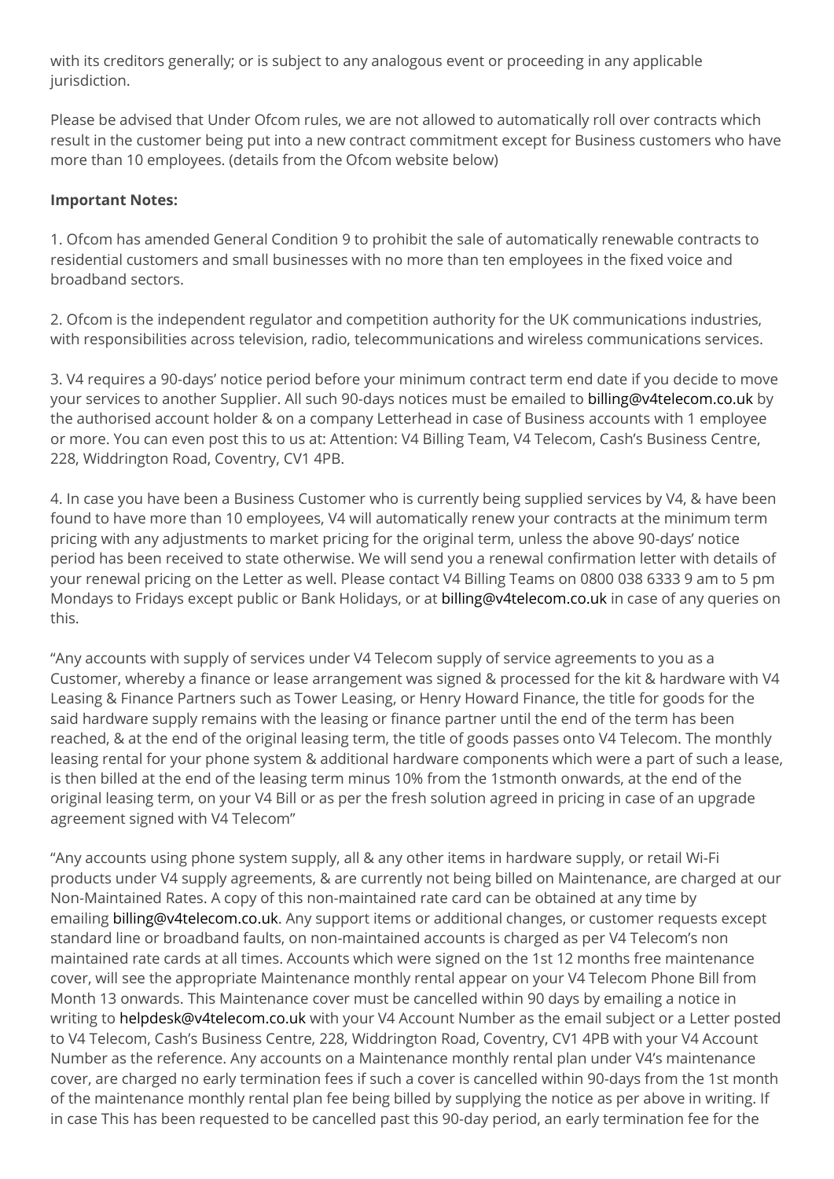with its creditors generally; or is subject to any analogous event or proceeding in any applicable jurisdiction.

Please be advised that Under Ofcom rules, we are not allowed to automatically roll over contracts which result in the customer being put into a new contract commitment except for Business customers who have more than 10 employees. (details from the Ofcom website below)

**Important Notes:**

1. Ofcom has amended General Condition 9 to prohibit the sale of automatically renewable contracts to residential customers and small businesses with no more than ten employees in the fixed voice and broadband sectors.

2. Ofcom is the independent regulator and competition authority for the UK communications industries, with responsibilities across television, radio, telecommunications and wireless communications services.

3. V4 requires a 90-days' notice period before your minimum contract term end date if you decide to move your services to another Supplier. All such 90-days notices must be emailed to billing@v4telecom.co.uk by the authorised account holder & on a company Letterhead in case of Business accounts with 1 employee or more. You can even post this to us at: Attention: V4 Billing Team, V4 Telecom, Cash's Business Centre, 228, Widdrington Road, Coventry, CV1 4PB.

4. In case you have been a Business Customer who is currently being supplied services by V4, & have been found to have more than 10 employees, V4 will automatically renew your contracts at the minimum term pricing with any adjustments to market pricing for the original term, unless the above 90-days' notice period has been received to state otherwise. We will send you a renewal confirmation letter with details of your renewal pricing on the Letter as well. Please contact V4 Billing Teams on 0800 038 6333 9 am to 5 pm Mondays to Fridays except public or Bank Holidays, or at billing@v4telecom.co.uk in case of any queries on this.

"Any accounts with supply of services under V4 Telecom supply of service agreements to you as a Customer, whereby a finance or lease arrangement was signed & processed for the kit & hardware with V4 Leasing & Finance Partners such as Tower Leasing, or Henry Howard Finance, the title for goods for the said hardware supply remains with the leasing or finance partner until the end of the term has been reached, & at the end of the original leasing term, the title of goods passes onto V4 Telecom. The monthly leasing rental for your phone system & additional hardware components which were a part of such a lease, is then billed at the end of the leasing term minus 10% from the 1stmonth onwards, at the end of the original leasing term, on your V4 Bill or as per the fresh solution agreed in pricing in case of an upgrade agreement signed with V4 Telecom"

"Any accounts using phone system supply, all & any other items in hardware supply, or retail Wi-Fi products under V4 supply agreements, & are currently not being billed on Maintenance, are charged at our Non-Maintained Rates. A copy of this non-maintained rate card can be obtained at any time by emailing billing@v4telecom.co.uk. Any support items or additional changes, or customer requests except standard line or broadband faults, on non-maintained accounts is charged as per V4 Telecom's non maintained rate cards at all times. Accounts which were signed on the 1st 12 months free maintenance cover, will see the appropriate Maintenance monthly rental appear on your V4 Telecom Phone Bill from Month 13 onwards. This Maintenance cover must be cancelled within 90 days by emailing a notice in writing to helpdesk@v4telecom.co.uk with your V4 Account Number as the email subject or a Letter posted to V4 Telecom, Cash's Business Centre, 228, Widdrington Road, Coventry, CV1 4PB with your V4 Account Number as the reference. Any accounts on a Maintenance monthly rental plan under V4's maintenance cover, are charged no early termination fees if such a cover is cancelled within 90-days from the 1st month of the maintenance monthly rental plan fee being billed by supplying the notice as per above in writing. If in case This has been requested to be cancelled past this 90-day period, an early termination fee for the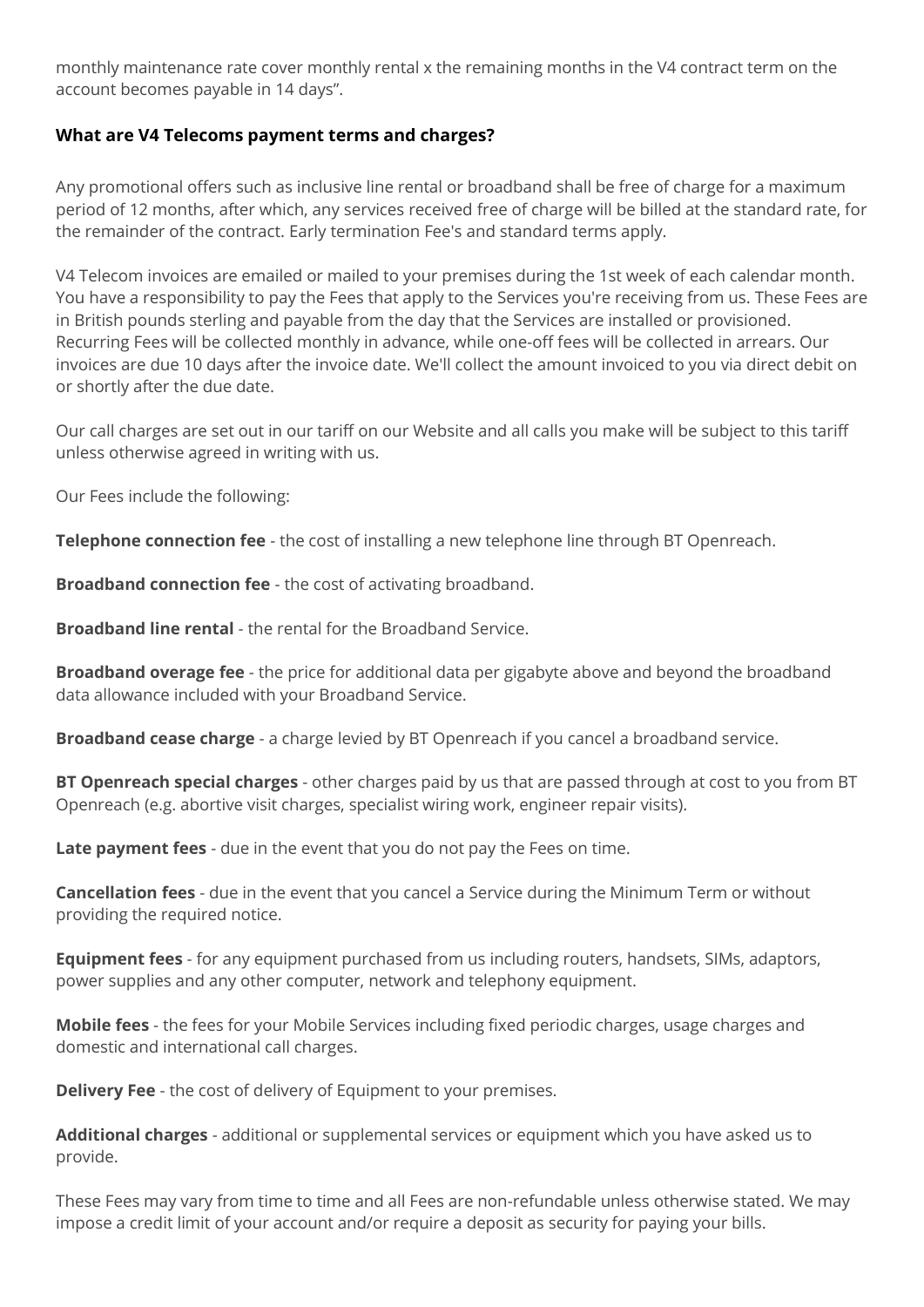monthly maintenance rate cover monthly rental x the remaining months in the V4 contract term on the account becomes payable in 14 days".

### What are V4 Telecoms payment terms and charges?

Any promotional offers such as inclusive line rental or broadband shall be free of charge for a maximum period of 12 months, after which, any services received free of charge will be billed at the standard rate, for the remainder of the contract. Early termination Fee's and standard terms apply.

V4 Telecom invoices are emailed or mailed to your premises during the 1st week of each calendar month. You have a responsibility to pay the Fees that apply to the Services you're receiving from us. These Fees are in British pounds sterling and payable from the day that the Services are installed or provisioned. Recurring Fees will be collected monthly in advance, while one-off fees will be collected in arrears. Our invoices are due 10 days after the invoice date. We'll collect the amount invoiced to you via direct debit on or shortly after the due date.

Our call charges are set out in our tariff on our Website and all calls you make will be subject to this tariff unless otherwise agreed in writing with us.

Our Fees include the following:

**Telephone connection fee** - the cost of installing a new telephone line through BT Openreach.

**Broadband connection fee** - the cost of activating broadband.

**Broadband line rental** - the rental for the Broadband Service.

**Broadband overage fee** - the price for additional data per gigabyte above and beyond the broadband data allowance included with your Broadband Service.

**Broadband cease charge** - a charge levied by BT Openreach if you cancel a broadband service.

**BT Openreach special charges** - other charges paid by us that are passed through at cost to you from BT Openreach (e.g. abortive visit charges, specialist wiring work, engineer repair visits).

**Late payment fees** - due in the event that you do not pay the Fees on time.

**Cancellation fees** - due in the event that you cancel a Service during the Minimum Term or without providing the required notice.

**Equipment fees** - for any equipment purchased from us including routers, handsets, SIMs, adaptors, power supplies and any other computer, network and telephony equipment.

**Mobile fees** - the fees for your Mobile Services including fixed periodic charges, usage charges and domestic and international call charges.

**Delivery Fee** - the cost of delivery of Equipment to your premises.

**Additional charges** - additional or supplemental services or equipment which you have asked us to provide.

These Fees may vary from time to time and all Fees are non-refundable unless otherwise stated. We may impose a credit limit of your account and/or require a deposit as security for paying your bills.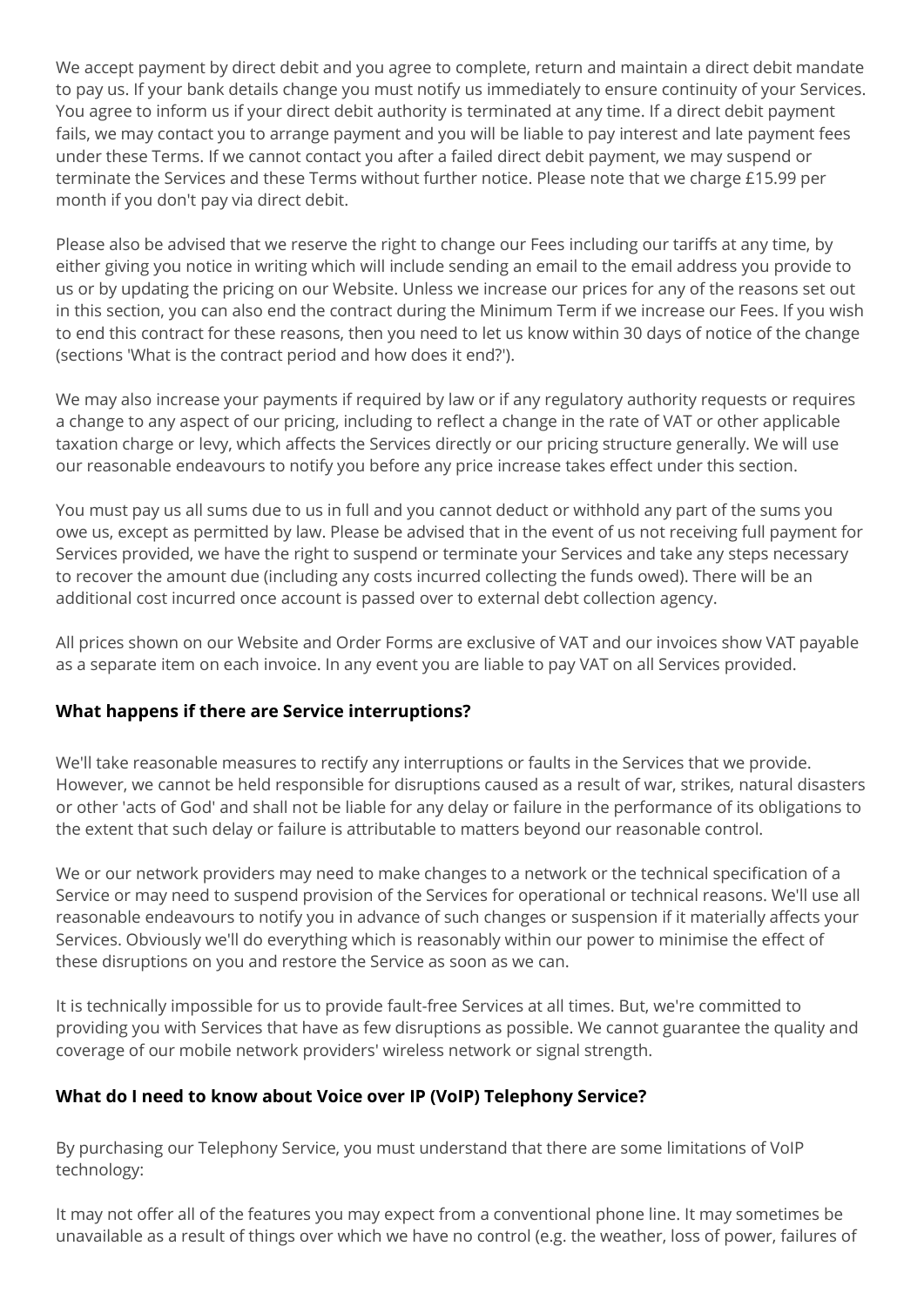We accept payment by direct debit and you agree to complete, return and maintain a direct debit mandate to pay us. If your bank details change you must notify us immediately to ensure continuity of your Services. You agree to inform us if your direct debit authority is terminated at any time. If a direct debit payment fails, we may contact you to arrange payment and you will be liable to pay interest and late payment fees under these Terms. If we cannot contact you after a failed direct debit payment, we may suspend or terminate the Services and these Terms without further notice. Please note that we charge £15.99 per month if you don't pay via direct debit.

Please also be advised that we reserve the right to change our Fees including our tariffs at any time, by either giving you notice in writing which will include sending an email to the email address you provide to us or by updating the pricing on our Website. Unless we increase our prices for any of the reasons set out in this section, you can also end the contract during the Minimum Term if we increase our Fees. If you wish to end this contract for these reasons, then you need to let us know within 30 days of notice of the change (sections 'What is the contract period and how does it end?').

We may also increase your payments if required by law or if any regulatory authority requests or requires a change to any aspect of our pricing, including to reflect a change in the rate of VAT or other applicable taxation charge or levy, which affects the Services directly or our pricing structure generally. We will use our reasonable endeavours to notify you before any price increase takes effect under this section.

You must pay us all sums due to us in full and you cannot deduct or withhold any part of the sums you owe us, except as permitted by law. Please be advised that in the event of us not receiving full payment for Services provided, we have the right to suspend or terminate your Services and take any steps necessary to recover the amount due (including any costs incurred collecting the funds owed). There will be an additional cost incurred once account is passed over to external debt collection agency.

All prices shown on our Website and Order Forms are exclusive of VAT and our invoices show VAT payable as a separate item on each invoice. In any event you are liable to pay VAT on all Services provided.

### What happens if there are Service interruptions?

We'll take reasonable measures to rectify any interruptions or faults in the Services that we provide. However, we cannot be held responsible for disruptions caused as a result of war, strikes, natural disasters or other 'acts of God' and shall not be liable for any delay or failure in the performance of its obligations to the extent that such delay or failure is attributable to matters beyond our reasonable control.

We or our network providers may need to make changes to a network or the technical specification of a Service or may need to suspend provision of the Services for operational or technical reasons. We'll use all reasonable endeavours to notify you in advance of such changes or suspension if it materially affects your Services. Obviously we'll do everything which is reasonably within our power to minimise the effect of these disruptions on you and restore the Service as soon as we can.

It is technically impossible for us to provide fault-free Services at all times. But, we're committed to providing you with Services that have as few disruptions as possible. We cannot guarantee the quality and coverage of our mobile network providers' wireless network or signal strength.

### What do I need to know about Voice over IP (VoIP) Telephony Service?

By purchasing our Telephony Service, you must understand that there are some limitations of VoIP technology:

It may not offer all of the features you may expect from a conventional phone line. It may sometimes be unavailable as a result of things over which we have no control (e.g. the weather, loss of power, failures of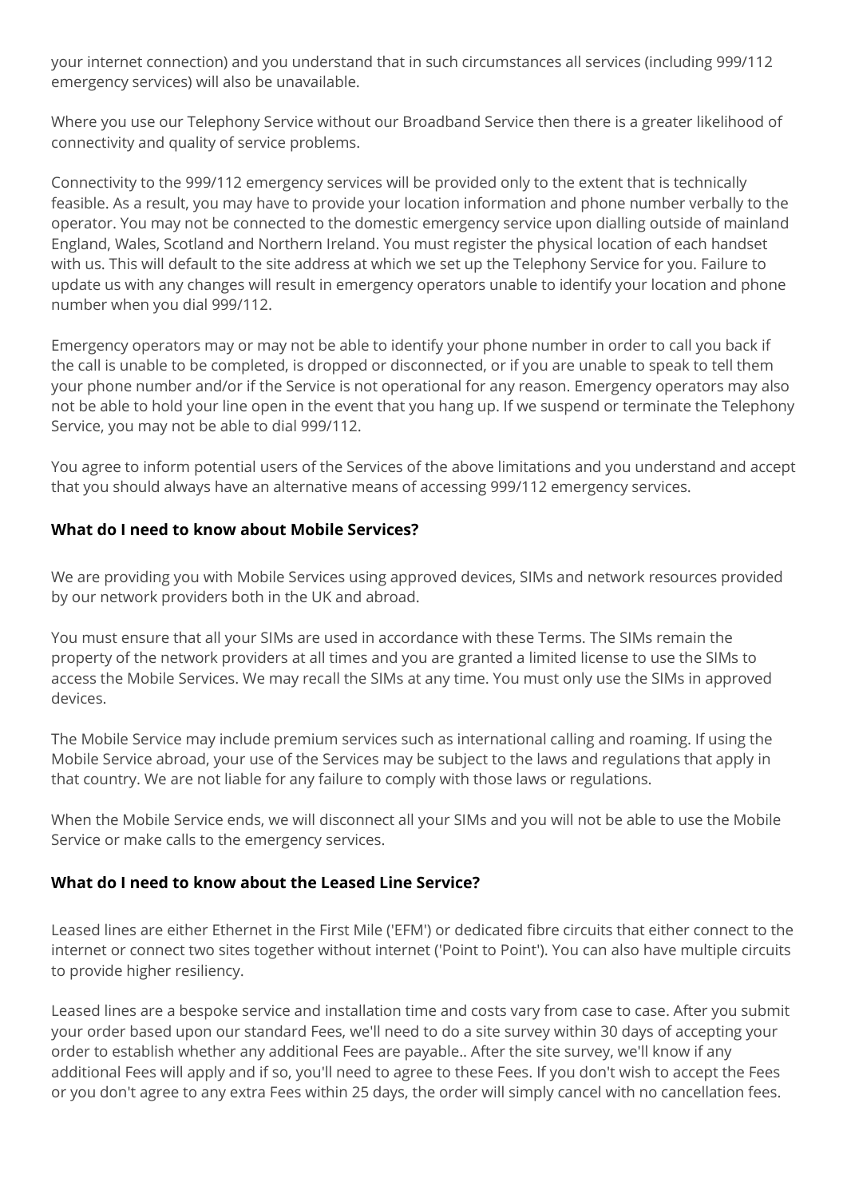your internet connection) and you understand that in such circumstances all services (including 999/112 emergency services) will also be unavailable.

Where you use our Telephony Service without our Broadband Service then there is a greater likelihood of connectivity and quality of service problems.

Connectivity to the 999/112 emergency services will be provided only to the extent that is technically feasible. As a result, you may have to provide your location information and phone number verbally to the operator. You may not be connected to the domestic emergency service upon dialling outside of mainland England, Wales, Scotland and Northern Ireland. You must register the physical location of each handset with us. This will default to the site address at which we set up the Telephony Service for you. Failure to update us with any changes will result in emergency operators unable to identify your location and phone number when you dial 999/112.

Emergency operators may or may not be able to identify your phone number in order to call you back if the call is unable to be completed, is dropped or disconnected, or if you are unable to speak to tell them your phone number and/or if the Service is not operational for any reason. Emergency operators may also not be able to hold your line open in the event that you hang up. If we suspend or terminate the Telephony Service, you may not be able to dial 999/112.

You agree to inform potential users of the Services of the above limitations and you understand and accept that you should always have an alternative means of accessing 999/112 emergency services.

### What do I need to know about Mobile Services?

We are providing you with Mobile Services using approved devices, SIMs and network resources provided by our network providers both in the UK and abroad.

You must ensure that all your SIMs are used in accordance with these Terms. The SIMs remain the property of the network providers at all times and you are granted a limited license to use the SIMs to access the Mobile Services. We may recall the SIMs at any time. You must only use the SIMs in approved devices.

The Mobile Service may include premium services such as international calling and roaming. If using the Mobile Service abroad, your use of the Services may be subject to the laws and regulations that apply in that country. We are not liable for any failure to comply with those laws or regulations.

When the Mobile Service ends, we will disconnect all your SIMs and you will not be able to use the Mobile Service or make calls to the emergency services.

### What do I need to know about the Leased Line Service?

Leased lines are either Ethernet in the First Mile ('EFM') or dedicated fibre circuits that either connect to the internet or connect two sites together without internet ('Point to Point'). You can also have multiple circuits to provide higher resiliency.

Leased lines are a bespoke service and installation time and costs vary from case to case. After you submit your order based upon our standard Fees, we'll need to do a site survey within 30 days of accepting your order to establish whether any additional Fees are payable.. After the site survey, we'll know if any additional Fees will apply and if so, you'll need to agree to these Fees. If you don't wish to accept the Fees or you don't agree to any extra Fees within 25 days, the order will simply cancel with no cancellation fees.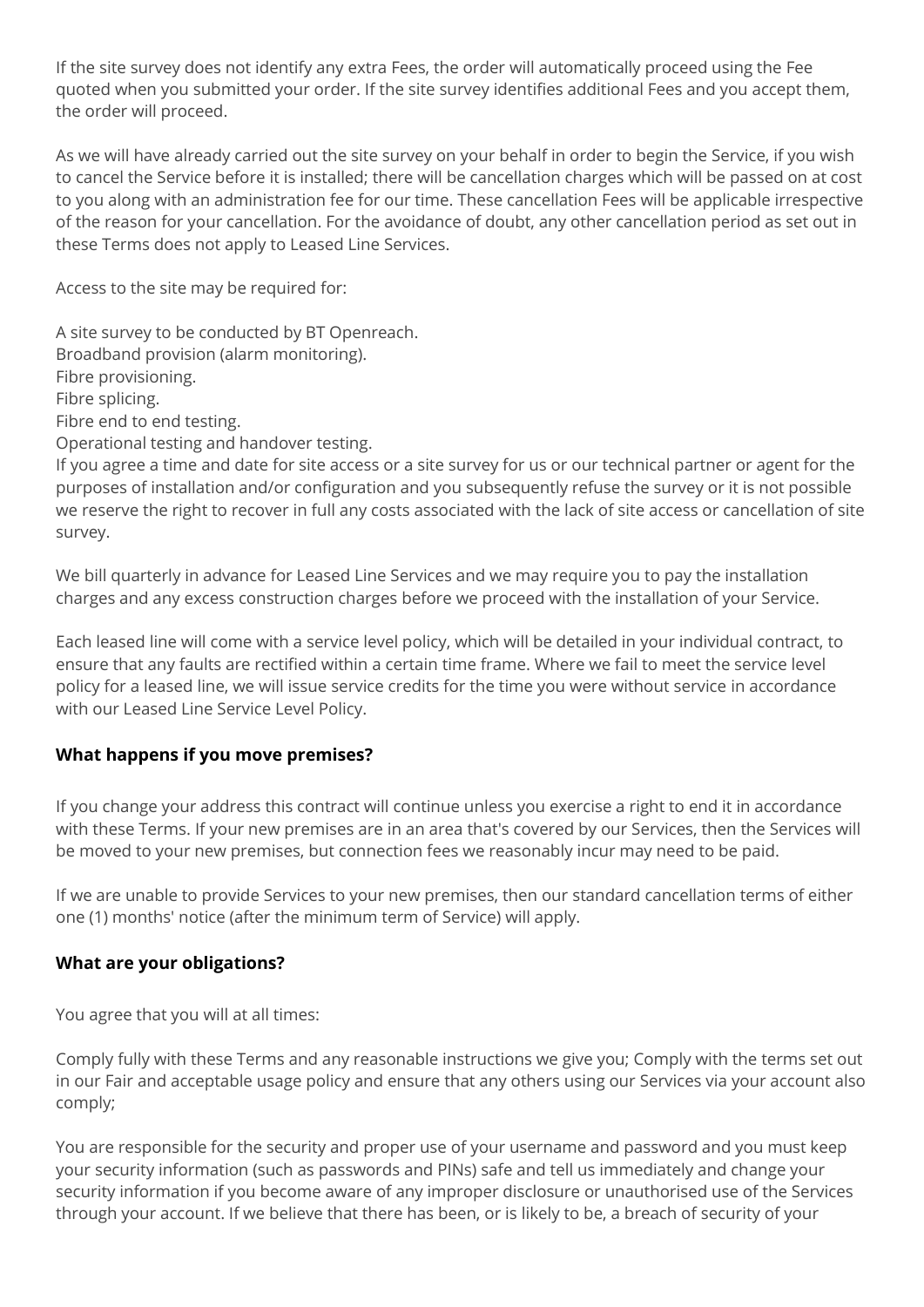If the site survey does not identify any extra Fees, the order will automatically proceed using the Fee quoted when you submitted your order. If the site survey identifies additional Fees and you accept them, the order will proceed.

As we will have already carried out the site survey on your behalf in order to begin the Service, if you wish to cancel the Service before it is installed; there will be cancellation charges which will be passed on at cost to you along with an administration fee for our time. These cancellation Fees will be applicable irrespective of the reason for your cancellation. For the avoidance of doubt, any other cancellation period as set out in these Terms does not apply to Leased Line Services.

Access to the site may be required for:

A site survey to be conducted by BT Openreach.
Broadband provision (alarm monitoring).
Fibre provisioning.
Fibre splicing.
Fibre end to end testing.
Operational testing and handover testing.
If you agree a time and date for site access or a site survey for us or our technical partner or agent for the purposes of installation and/or configuration and you subsequently refuse the survey or it is not possible we reserve the right to recover in full any costs associated with the lack of site access or cancellation of site survey.

We bill quarterly in advance for Leased Line Services and we may require you to pay the installation charges and any excess construction charges before we proceed with the installation of your Service.

Each leased line will come with a service level policy, which will be detailed in your individual contract, to ensure that any faults are rectified within a certain time frame. Where we fail to meet the service level policy for a leased line, we will issue service credits for the time you were without service in accordance with our Leased Line Service Level Policy.

**What happens if you move premises?**

If you change your address this contract will continue unless you exercise a right to end it in accordance with these Terms. If your new premises are in an area that's covered by our Services, then the Services will be moved to your new premises, but connection fees we reasonably incur may need to be paid.

If we are unable to provide Services to your new premises, then our standard cancellation terms of either one (1) months' notice (after the minimum term of Service) will apply.

**What are your obligations?**

You agree that you will at all times:

Comply fully with these Terms and any reasonable instructions we give you; Comply with the terms set out in our Fair and acceptable usage policy and ensure that any others using our Services via your account also comply;

You are responsible for the security and proper use of your username and password and you must keep your security information (such as passwords and PINs) safe and tell us immediately and change your security information if you become aware of any improper disclosure or unauthorised use of the Services through your account. If we believe that there has been, or is likely to be, a breach of security of your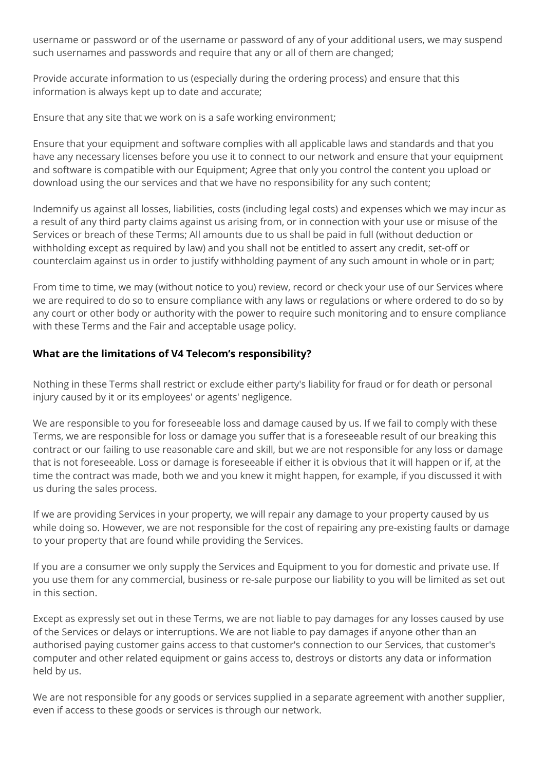username or password or of the username or password of any of your additional users, we may suspend such usernames and passwords and require that any or all of them are changed;

Provide accurate information to us (especially during the ordering process) and ensure that this information is always kept up to date and accurate;

Ensure that any site that we work on is a safe working environment;

Ensure that your equipment and software complies with all applicable laws and standards and that you have any necessary licenses before you use it to connect to our network and ensure that your equipment and software is compatible with our Equipment; Agree that only you control the content you upload or download using the our services and that we have no responsibility for any such content;

Indemnify us against all losses, liabilities, costs (including legal costs) and expenses which we may incur as a result of any third party claims against us arising from, or in connection with your use or misuse of the Services or breach of these Terms; All amounts due to us shall be paid in full (without deduction or withholding except as required by law) and you shall not be entitled to assert any credit, set-off or counterclaim against us in order to justify withholding payment of any such amount in whole or in part;

From time to time, we may (without notice to you) review, record or check your use of our Services where we are required to do so to ensure compliance with any laws or regulations or where ordered to do so by any court or other body or authority with the power to require such monitoring and to ensure compliance with these Terms and the Fair and acceptable usage policy.

### What are the limitations of V4 Telecom's responsibility?

Nothing in these Terms shall restrict or exclude either party's liability for fraud or for death or personal injury caused by it or its employees' or agents' negligence.

We are responsible to you for foreseeable loss and damage caused by us. If we fail to comply with these Terms, we are responsible for loss or damage you suffer that is a foreseeable result of our breaking this contract or our failing to use reasonable care and skill, but we are not responsible for any loss or damage that is not foreseeable. Loss or damage is foreseeable if either it is obvious that it will happen or if, at the time the contract was made, both we and you knew it might happen, for example, if you discussed it with us during the sales process.

If we are providing Services in your property, we will repair any damage to your property caused by us while doing so. However, we are not responsible for the cost of repairing any pre-existing faults or damage to your property that are found while providing the Services.

If you are a consumer we only supply the Services and Equipment to you for domestic and private use. If you use them for any commercial, business or re-sale purpose our liability to you will be limited as set out in this section.

Except as expressly set out in these Terms, we are not liable to pay damages for any losses caused by use of the Services or delays or interruptions. We are not liable to pay damages if anyone other than an authorised paying customer gains access to that customer's connection to our Services, that customer's computer and other related equipment or gains access to, destroys or distorts any data or information held by us.

We are not responsible for any goods or services supplied in a separate agreement with another supplier, even if access to these goods or services is through our network.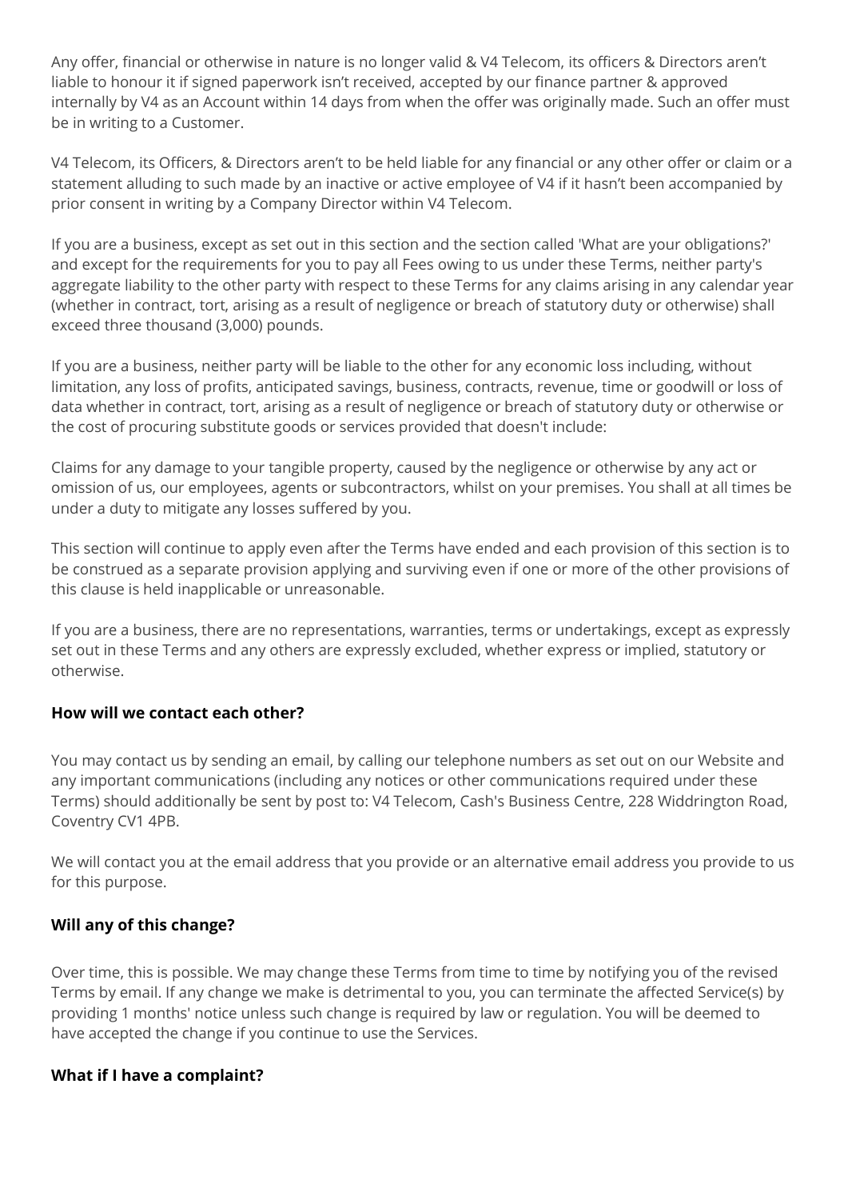Any offer, financial or otherwise in nature is no longer valid & V4 Telecom, its officers & Directors aren't liable to honour it if signed paperwork isn't received, accepted by our finance partner & approved internally by V4 as an Account within 14 days from when the offer was originally made. Such an offer must be in writing to a Customer.

V4 Telecom, its Officers, & Directors aren't to be held liable for any financial or any other offer or claim or a statement alluding to such made by an inactive or active employee of V4 if it hasn't been accompanied by prior consent in writing by a Company Director within V4 Telecom.

If you are a business, except as set out in this section and the section called 'What are your obligations?' and except for the requirements for you to pay all Fees owing to us under these Terms, neither party's aggregate liability to the other party with respect to these Terms for any claims arising in any calendar year (whether in contract, tort, arising as a result of negligence or breach of statutory duty or otherwise) shall exceed three thousand (3,000) pounds.

If you are a business, neither party will be liable to the other for any economic loss including, without limitation, any loss of profits, anticipated savings, business, contracts, revenue, time or goodwill or loss of data whether in contract, tort, arising as a result of negligence or breach of statutory duty or otherwise or the cost of procuring substitute goods or services provided that doesn't include:

Claims for any damage to your tangible property, caused by the negligence or otherwise by any act or omission of us, our employees, agents or subcontractors, whilst on your premises. You shall at all times be under a duty to mitigate any losses suffered by you.

This section will continue to apply even after the Terms have ended and each provision of this section is to be construed as a separate provision applying and surviving even if one or more of the other provisions of this clause is held inapplicable or unreasonable.

If you are a business, there are no representations, warranties, terms or undertakings, except as expressly set out in these Terms and any others are expressly excluded, whether express or implied, statutory or otherwise.

### How will we contact each other?

You may contact us by sending an email, by calling our telephone numbers as set out on our Website and any important communications (including any notices or other communications required under these Terms) should additionally be sent by post to: V4 Telecom, Cash's Business Centre, 228 Widdrington Road, Coventry CV1 4PB.

We will contact you at the email address that you provide or an alternative email address you provide to us for this purpose.

### Will any of this change?

Over time, this is possible. We may change these Terms from time to time by notifying you of the revised Terms by email. If any change we make is detrimental to you, you can terminate the affected Service(s) by providing 1 months' notice unless such change is required by law or regulation. You will be deemed to have accepted the change if you continue to use the Services.

### What if I have a complaint?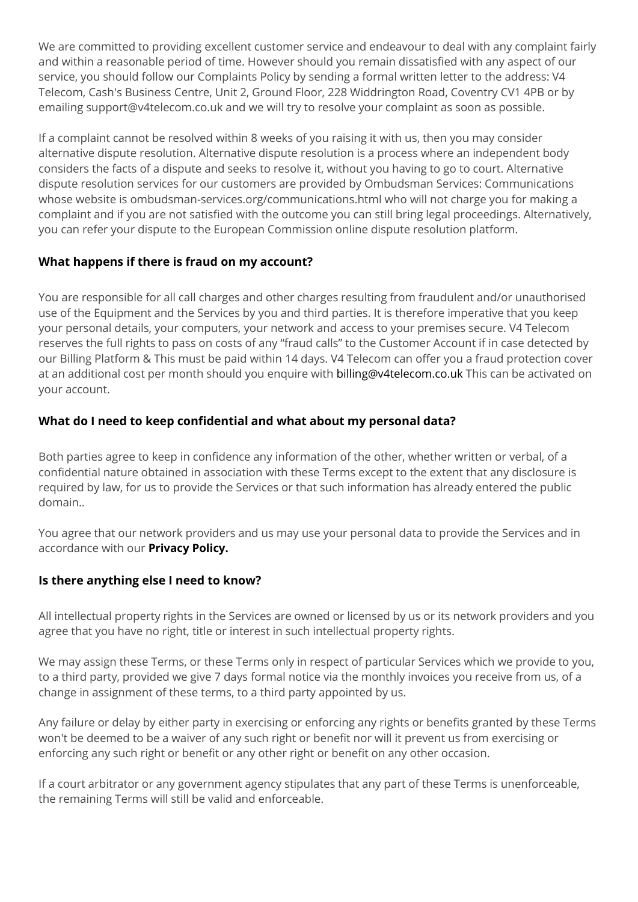We are committed to providing excellent customer service and endeavour to deal with any complaint fairly and within a reasonable period of time. However should you remain dissatisfied with any aspect of our service, you should follow our Complaints Policy by sending a formal written letter to the address: V4 Telecom, Cash's Business Centre, Unit 2, Ground Floor, 228 Widdrington Road, Coventry CV1 4PB or by emailing support@v4telecom.co.uk and we will try to resolve your complaint as soon as possible.

If a complaint cannot be resolved within 8 weeks of you raising it with us, then you may consider alternative dispute resolution. Alternative dispute resolution is a process where an independent body considers the facts of a dispute and seeks to resolve it, without you having to go to court. Alternative dispute resolution services for our customers are provided by Ombudsman Services: Communications whose website is ombudsman-services.org/communications.html who will not charge you for making a complaint and if you are not satisfied with the outcome you can still bring legal proceedings. Alternatively, you can refer your dispute to the European Commission online dispute resolution platform.

### What happens if there is fraud on my account?

You are responsible for all call charges and other charges resulting from fraudulent and/or unauthorised use of the Equipment and the Services by you and third parties. It is therefore imperative that you keep your personal details, your computers, your network and access to your premises secure. V4 Telecom reserves the full rights to pass on costs of any "fraud calls" to the Customer Account if in case detected by our Billing Platform & This must be paid within 14 days. V4 Telecom can offer you a fraud protection cover at an additional cost per month should you enquire with billing@v4telecom.co.uk This can be activated on your account.

### What do I need to keep confidential and what about my personal data?

Both parties agree to keep in confidence any information of the other, whether written or verbal, of a confidential nature obtained in association with these Terms except to the extent that any disclosure is required by law, for us to provide the Services or that such information has already entered the public domain..

You agree that our network providers and us may use your personal data to provide the Services and in accordance with our **Privacy Policy.**

### Is there anything else I need to know?

All intellectual property rights in the Services are owned or licensed by us or its network providers and you agree that you have no right, title or interest in such intellectual property rights.

We may assign these Terms, or these Terms only in respect of particular Services which we provide to you, to a third party, provided we give 7 days formal notice via the monthly invoices you receive from us, of a change in assignment of these terms, to a third party appointed by us.

Any failure or delay by either party in exercising or enforcing any rights or benefits granted by these Terms won't be deemed to be a waiver of any such right or benefit nor will it prevent us from exercising or enforcing any such right or benefit or any other right or benefit on any other occasion.

If a court arbitrator or any government agency stipulates that any part of these Terms is unenforceable, the remaining Terms will still be valid and enforceable.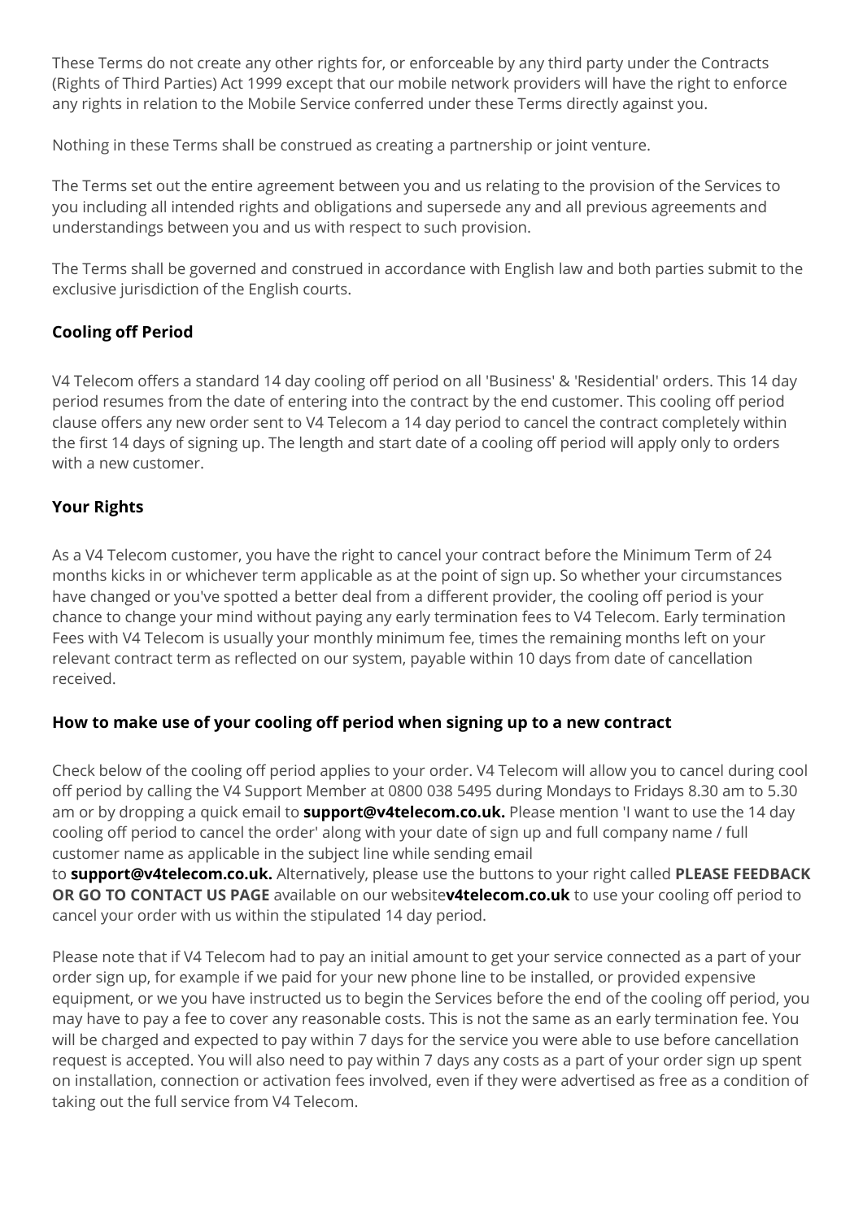These Terms do not create any other rights for, or enforceable by any third party under the Contracts (Rights of Third Parties) Act 1999 except that our mobile network providers will have the right to enforce any rights in relation to the Mobile Service conferred under these Terms directly against you.

Nothing in these Terms shall be construed as creating a partnership or joint venture.

The Terms set out the entire agreement between you and us relating to the provision of the Services to you including all intended rights and obligations and supersede any and all previous agreements and understandings between you and us with respect to such provision.

The Terms shall be governed and construed in accordance with English law and both parties submit to the exclusive jurisdiction of the English courts.

### Cooling off Period

V4 Telecom offers a standard 14 day cooling off period on all 'Business' & 'Residential' orders. This 14 day period resumes from the date of entering into the contract by the end customer. This cooling off period clause offers any new order sent to V4 Telecom a 14 day period to cancel the contract completely within the first 14 days of signing up. The length and start date of a cooling off period will apply only to orders with a new customer.

### Your Rights

As a V4 Telecom customer, you have the right to cancel your contract before the Minimum Term of 24 months kicks in or whichever term applicable as at the point of sign up. So whether your circumstances have changed or you've spotted a better deal from a different provider, the cooling off period is your chance to change your mind without paying any early termination fees to V4 Telecom. Early termination Fees with V4 Telecom is usually your monthly minimum fee, times the remaining months left on your relevant contract term as reflected on our system, payable within 10 days from date of cancellation received.

### How to make use of your cooling off period when signing up to a new contract

Check below of the cooling off period applies to your order. V4 Telecom will allow you to cancel during cool off period by calling the V4 Support Member at 0800 038 5495 during Mondays to Fridays 8.30 am to 5.30 am or by dropping a quick email to **support@v4telecom.co.uk.** Please mention 'I want to use the 14 day cooling off period to cancel the order' along with your date of sign up and full company name / full customer name as applicable in the subject line while sending email to **support@v4telecom.co.uk.** Alternatively, please use the buttons to your right called **PLEASE FEEDBACK OR GO TO CONTACT US PAGE** available on our website**v4telecom.co.uk** to use your cooling off period to cancel your order with us within the stipulated 14 day period.

Please note that if V4 Telecom had to pay an initial amount to get your service connected as a part of your order sign up, for example if we paid for your new phone line to be installed, or provided expensive equipment, or we you have instructed us to begin the Services before the end of the cooling off period, you may have to pay a fee to cover any reasonable costs. This is not the same as an early termination fee. You will be charged and expected to pay within 7 days for the service you were able to use before cancellation request is accepted. You will also need to pay within 7 days any costs as a part of your order sign up spent on installation, connection or activation fees involved, even if they were advertised as free as a condition of taking out the full service from V4 Telecom.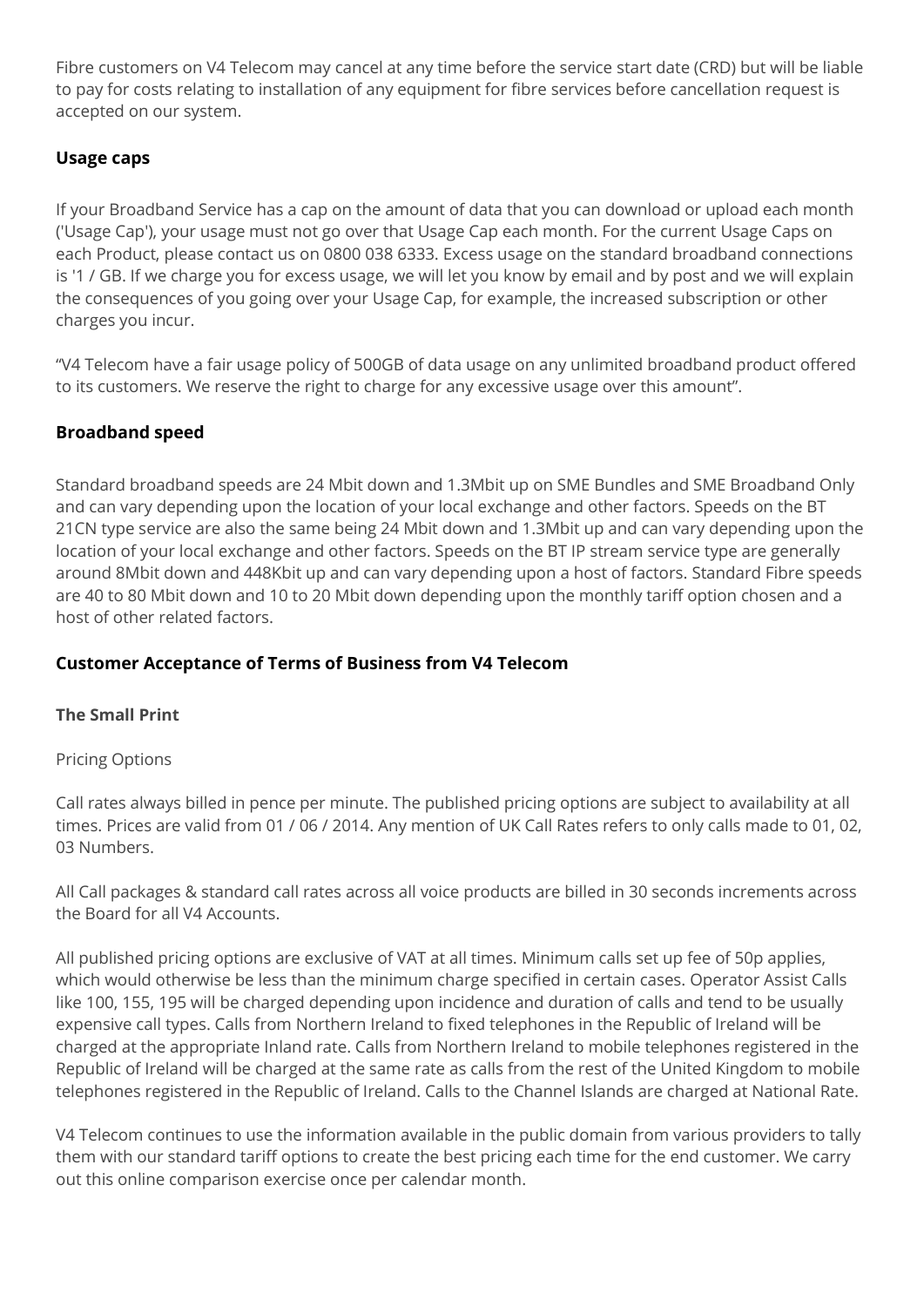Fibre customers on V4 Telecom may cancel at any time before the service start date (CRD) but will be liable to pay for costs relating to installation of any equipment for fibre services before cancellation request is accepted on our system.

### Usage caps

If your Broadband Service has a cap on the amount of data that you can download or upload each month ('Usage Cap'), your usage must not go over that Usage Cap each month. For the current Usage Caps on each Product, please contact us on 0800 038 6333. Excess usage on the standard broadband connections is '1 / GB. If we charge you for excess usage, we will let you know by email and by post and we will explain the consequences of you going over your Usage Cap, for example, the increased subscription or other charges you incur.

"V4 Telecom have a fair usage policy of 500GB of data usage on any unlimited broadband product offered to its customers. We reserve the right to charge for any excessive usage over this amount".

### Broadband speed

Standard broadband speeds are 24 Mbit down and 1.3Mbit up on SME Bundles and SME Broadband Only and can vary depending upon the location of your local exchange and other factors. Speeds on the BT 21CN type service are also the same being 24 Mbit down and 1.3Mbit up and can vary depending upon the location of your local exchange and other factors. Speeds on the BT IP stream service type are generally around 8Mbit down and 448Kbit up and can vary depending upon a host of factors. Standard Fibre speeds are 40 to 80 Mbit down and 10 to 20 Mbit down depending upon the monthly tariff option chosen and a host of other related factors.

### Customer Acceptance of Terms of Business from V4 Telecom

#### The Small Print

Pricing Options

Call rates always billed in pence per minute. The published pricing options are subject to availability at all times. Prices are valid from 01 / 06 / 2014. Any mention of UK Call Rates refers to only calls made to 01, 02, 03 Numbers.

All Call packages & standard call rates across all voice products are billed in 30 seconds increments across the Board for all V4 Accounts.

All published pricing options are exclusive of VAT at all times. Minimum calls set up fee of 50p applies, which would otherwise be less than the minimum charge specified in certain cases. Operator Assist Calls like 100, 155, 195 will be charged depending upon incidence and duration of calls and tend to be usually expensive call types. Calls from Northern Ireland to fixed telephones in the Republic of Ireland will be charged at the appropriate Inland rate. Calls from Northern Ireland to mobile telephones registered in the Republic of Ireland will be charged at the same rate as calls from the rest of the United Kingdom to mobile telephones registered in the Republic of Ireland. Calls to the Channel Islands are charged at National Rate.

V4 Telecom continues to use the information available in the public domain from various providers to tally them with our standard tariff options to create the best pricing each time for the end customer. We carry out this online comparison exercise once per calendar month.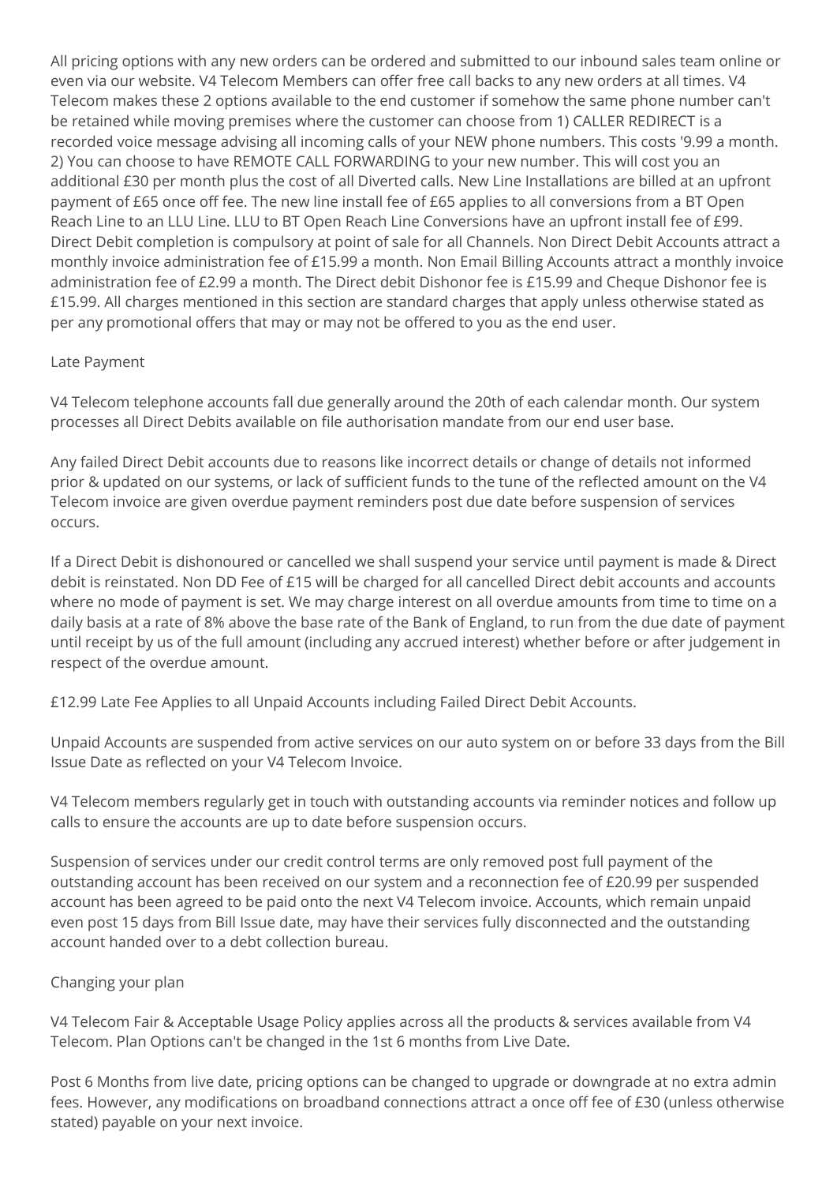All pricing options with any new orders can be ordered and submitted to our inbound sales team online or even via our website. V4 Telecom Members can offer free call backs to any new orders at all times. V4 Telecom makes these 2 options available to the end customer if somehow the same phone number can't be retained while moving premises where the customer can choose from 1) CALLER REDIRECT is a recorded voice message advising all incoming calls of your NEW phone numbers. This costs '9.99 a month. 2) You can choose to have REMOTE CALL FORWARDING to your new number. This will cost you an additional £30 per month plus the cost of all Diverted calls. New Line Installations are billed at an upfront payment of £65 once off fee. The new line install fee of £65 applies to all conversions from a BT Open Reach Line to an LLU Line. LLU to BT Open Reach Line Conversions have an upfront install fee of £99. Direct Debit completion is compulsory at point of sale for all Channels. Non Direct Debit Accounts attract a monthly invoice administration fee of £15.99 a month. Non Email Billing Accounts attract a monthly invoice administration fee of £2.99 a month. The Direct debit Dishonor fee is £15.99 and Cheque Dishonor fee is £15.99. All charges mentioned in this section are standard charges that apply unless otherwise stated as per any promotional offers that may or may not be offered to you as the end user.

Late Payment

V4 Telecom telephone accounts fall due generally around the 20th of each calendar month. Our system processes all Direct Debits available on file authorisation mandate from our end user base.

Any failed Direct Debit accounts due to reasons like incorrect details or change of details not informed prior & updated on our systems, or lack of sufficient funds to the tune of the reflected amount on the V4 Telecom invoice are given overdue payment reminders post due date before suspension of services occurs.

If a Direct Debit is dishonoured or cancelled we shall suspend your service until payment is made & Direct debit is reinstated. Non DD Fee of £15 will be charged for all cancelled Direct debit accounts and accounts where no mode of payment is set. We may charge interest on all overdue amounts from time to time on a daily basis at a rate of 8% above the base rate of the Bank of England, to run from the due date of payment until receipt by us of the full amount (including any accrued interest) whether before or after judgement in respect of the overdue amount.

£12.99 Late Fee Applies to all Unpaid Accounts including Failed Direct Debit Accounts.

Unpaid Accounts are suspended from active services on our auto system on or before 33 days from the Bill Issue Date as reflected on your V4 Telecom Invoice.

V4 Telecom members regularly get in touch with outstanding accounts via reminder notices and follow up calls to ensure the accounts are up to date before suspension occurs.

Suspension of services under our credit control terms are only removed post full payment of the outstanding account has been received on our system and a reconnection fee of £20.99 per suspended account has been agreed to be paid onto the next V4 Telecom invoice. Accounts, which remain unpaid even post 15 days from Bill Issue date, may have their services fully disconnected and the outstanding account handed over to a debt collection bureau.

Changing your plan

V4 Telecom Fair & Acceptable Usage Policy applies across all the products & services available from V4 Telecom. Plan Options can't be changed in the 1st 6 months from Live Date.

Post 6 Months from live date, pricing options can be changed to upgrade or downgrade at no extra admin fees. However, any modifications on broadband connections attract a once off fee of £30 (unless otherwise stated) payable on your next invoice.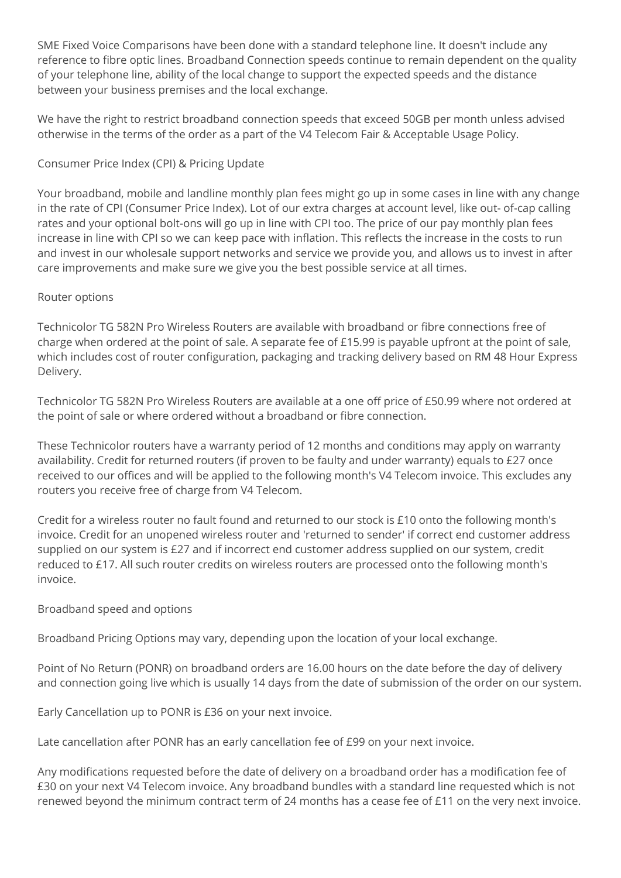SME Fixed Voice Comparisons have been done with a standard telephone line. It doesn't include any reference to fibre optic lines. Broadband Connection speeds continue to remain dependent on the quality of your telephone line, ability of the local change to support the expected speeds and the distance between your business premises and the local exchange.

We have the right to restrict broadband connection speeds that exceed 50GB per month unless advised otherwise in the terms of the order as a part of the V4 Telecom Fair & Acceptable Usage Policy.

## Consumer Price Index (CPI) & Pricing Update

Your broadband, mobile and landline monthly plan fees might go up in some cases in line with any change in the rate of CPI (Consumer Price Index). Lot of our extra charges at account level, like out- of-cap calling rates and your optional bolt-ons will go up in line with CPI too. The price of our pay monthly plan fees increase in line with CPI so we can keep pace with inflation. This reflects the increase in the costs to run and invest in our wholesale support networks and service we provide you, and allows us to invest in after care improvements and make sure we give you the best possible service at all times.

## Router options

Technicolor TG 582N Pro Wireless Routers are available with broadband or fibre connections free of charge when ordered at the point of sale. A separate fee of £15.99 is payable upfront at the point of sale, which includes cost of router configuration, packaging and tracking delivery based on RM 48 Hour Express Delivery.

Technicolor TG 582N Pro Wireless Routers are available at a one off price of £50.99 where not ordered at the point of sale or where ordered without a broadband or fibre connection.

These Technicolor routers have a warranty period of 12 months and conditions may apply on warranty availability. Credit for returned routers (if proven to be faulty and under warranty) equals to £27 once received to our offices and will be applied to the following month's V4 Telecom invoice. This excludes any routers you receive free of charge from V4 Telecom.

Credit for a wireless router no fault found and returned to our stock is £10 onto the following month's invoice. Credit for an unopened wireless router and 'returned to sender' if correct end customer address supplied on our system is £27 and if incorrect end customer address supplied on our system, credit reduced to £17. All such router credits on wireless routers are processed onto the following month's invoice.

## Broadband speed and options

Broadband Pricing Options may vary, depending upon the location of your local exchange.

Point of No Return (PONR) on broadband orders are 16.00 hours on the date before the day of delivery and connection going live which is usually 14 days from the date of submission of the order on our system.

Early Cancellation up to PONR is £36 on your next invoice.

Late cancellation after PONR has an early cancellation fee of £99 on your next invoice.

Any modifications requested before the date of delivery on a broadband order has a modification fee of £30 on your next V4 Telecom invoice. Any broadband bundles with a standard line requested which is not renewed beyond the minimum contract term of 24 months has a cease fee of £11 on the very next invoice.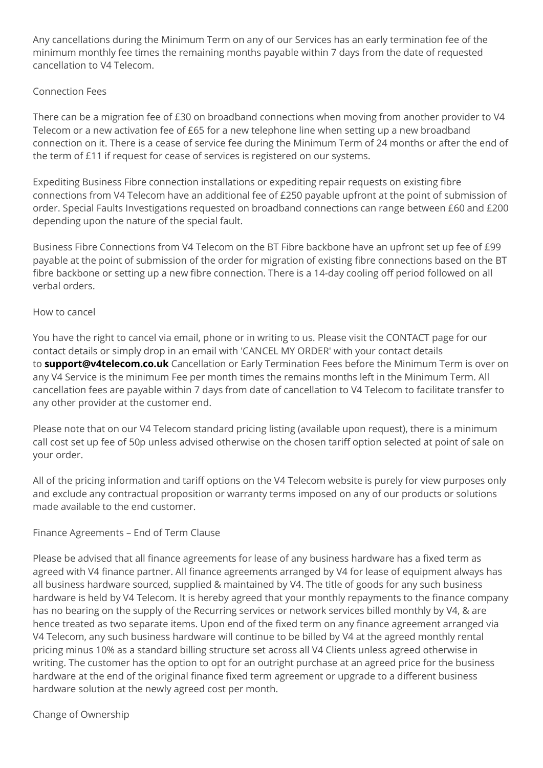Any cancellations during the Minimum Term on any of our Services has an early termination fee of the minimum monthly fee times the remaining months payable within 7 days from the date of requested cancellation to V4 Telecom.

Connection Fees

There can be a migration fee of £30 on broadband connections when moving from another provider to V4 Telecom or a new activation fee of £65 for a new telephone line when setting up a new broadband connection on it. There is a cease of service fee during the Minimum Term of 24 months or after the end of the term of £11 if request for cease of services is registered on our systems.

Expediting Business Fibre connection installations or expediting repair requests on existing fibre connections from V4 Telecom have an additional fee of £250 payable upfront at the point of submission of order. Special Faults Investigations requested on broadband connections can range between £60 and £200 depending upon the nature of the special fault.

Business Fibre Connections from V4 Telecom on the BT Fibre backbone have an upfront set up fee of £99 payable at the point of submission of the order for migration of existing fibre connections based on the BT fibre backbone or setting up a new fibre connection. There is a 14-day cooling off period followed on all verbal orders.

How to cancel

You have the right to cancel via email, phone or in writing to us. Please visit the CONTACT page for our contact details or simply drop in an email with 'CANCEL MY ORDER' with your contact details to **support@v4telecom.co.uk** Cancellation or Early Termination Fees before the Minimum Term is over on any V4 Service is the minimum Fee per month times the remains months left in the Minimum Term. All cancellation fees are payable within 7 days from date of cancellation to V4 Telecom to facilitate transfer to any other provider at the customer end.

Please note that on our V4 Telecom standard pricing listing (available upon request), there is a minimum call cost set up fee of 50p unless advised otherwise on the chosen tariff option selected at point of sale on your order.

All of the pricing information and tariff options on the V4 Telecom website is purely for view purposes only and exclude any contractual proposition or warranty terms imposed on any of our products or solutions made available to the end customer.

Finance Agreements – End of Term Clause

Please be advised that all finance agreements for lease of any business hardware has a fixed term as agreed with V4 finance partner. All finance agreements arranged by V4 for lease of equipment always has all business hardware sourced, supplied & maintained by V4. The title of goods for any such business hardware is held by V4 Telecom. It is hereby agreed that your monthly repayments to the finance company has no bearing on the supply of the Recurring services or network services billed monthly by V4, & are hence treated as two separate items. Upon end of the fixed term on any finance agreement arranged via V4 Telecom, any such business hardware will continue to be billed by V4 at the agreed monthly rental pricing minus 10% as a standard billing structure set across all V4 Clients unless agreed otherwise in writing. The customer has the option to opt for an outright purchase at an agreed price for the business hardware at the end of the original finance fixed term agreement or upgrade to a different business hardware solution at the newly agreed cost per month.

Change of Ownership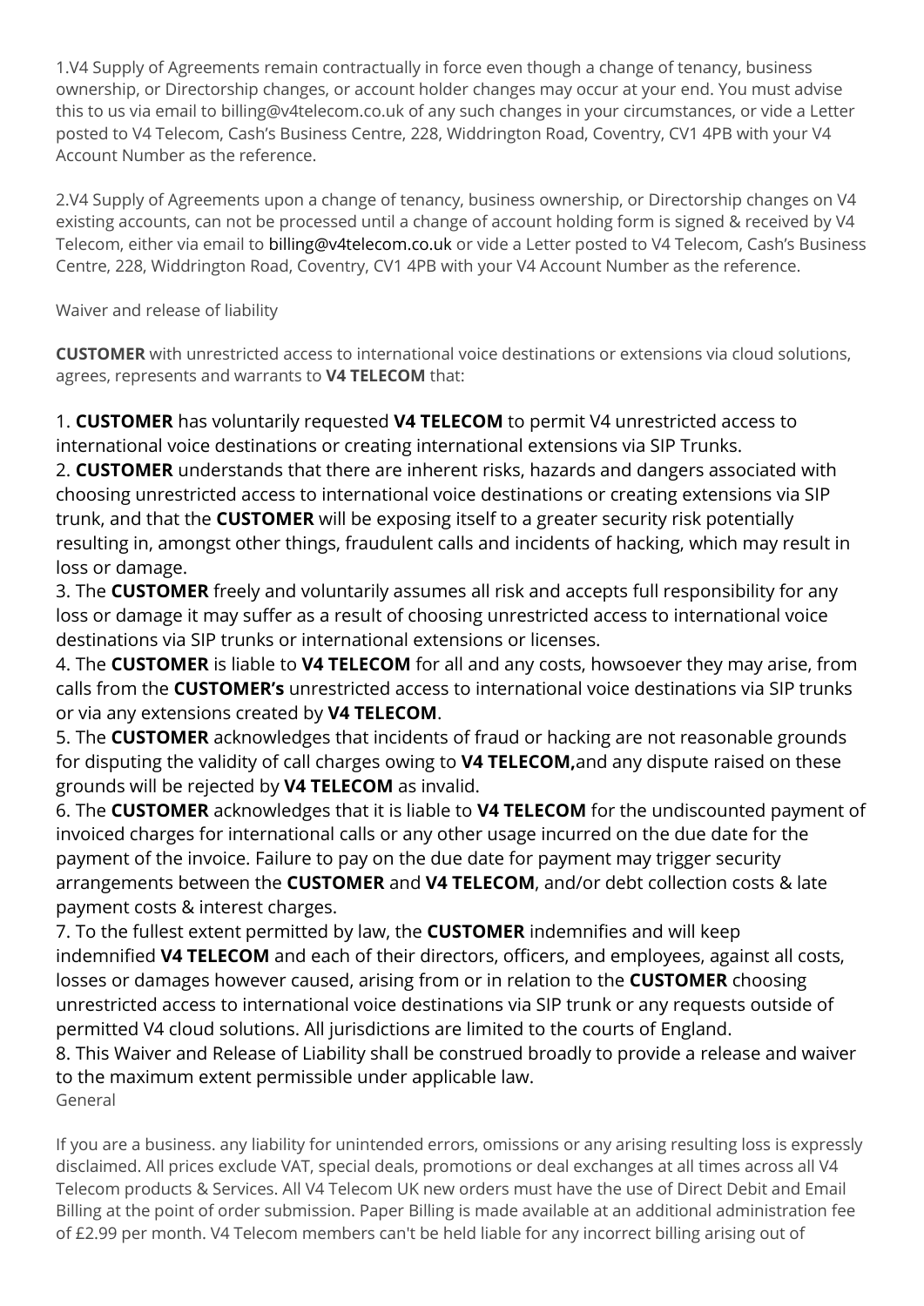1.V4 Supply of Agreements remain contractually in force even though a change of tenancy, business ownership, or Directorship changes, or account holder changes may occur at your end. You must advise this to us via email to billing@v4telecom.co.uk of any such changes in your circumstances, or vide a Letter posted to V4 Telecom, Cash's Business Centre, 228, Widdrington Road, Coventry, CV1 4PB with your V4 Account Number as the reference.

2.V4 Supply of Agreements upon a change of tenancy, business ownership, or Directorship changes on V4 existing accounts, can not be processed until a change of account holding form is signed & received by V4 Telecom, either via email to billing@v4telecom.co.uk or vide a Letter posted to V4 Telecom, Cash's Business Centre, 228, Widdrington Road, Coventry, CV1 4PB with your V4 Account Number as the reference.

Waiver and release of liability

**CUSTOMER** with unrestricted access to international voice destinations or extensions via cloud solutions, agrees, represents and warrants to **V4 TELECOM** that:

1. **CUSTOMER** has voluntarily requested **V4 TELECOM** to permit V4 unrestricted access to international voice destinations or creating international extensions via SIP Trunks.
2. **CUSTOMER** understands that there are inherent risks, hazards and dangers associated with choosing unrestricted access to international voice destinations or creating extensions via SIP trunk, and that the **CUSTOMER** will be exposing itself to a greater security risk potentially resulting in, amongst other things, fraudulent calls and incidents of hacking, which may result in loss or damage.
3. The **CUSTOMER** freely and voluntarily assumes all risk and accepts full responsibility for any loss or damage it may suffer as a result of choosing unrestricted access to international voice destinations via SIP trunks or international extensions or licenses.
4. The **CUSTOMER** is liable to **V4 TELECOM** for all and any costs, howsoever they may arise, from calls from the **CUSTOMER's** unrestricted access to international voice destinations via SIP trunks or via any extensions created by **V4 TELECOM**.
5. The **CUSTOMER** acknowledges that incidents of fraud or hacking are not reasonable grounds for disputing the validity of call charges owing to **V4 TELECOM,**and any dispute raised on these grounds will be rejected by **V4 TELECOM** as invalid.
6. The **CUSTOMER** acknowledges that it is liable to **V4 TELECOM** for the undiscounted payment of invoiced charges for international calls or any other usage incurred on the due date for the payment of the invoice. Failure to pay on the due date for payment may trigger security arrangements between the **CUSTOMER** and **V4 TELECOM**, and/or debt collection costs & late payment costs & interest charges.
7. To the fullest extent permitted by law, the **CUSTOMER** indemnifies and will keep indemnified **V4 TELECOM** and each of their directors, officers, and employees, against all costs, losses or damages however caused, arising from or in relation to the **CUSTOMER** choosing unrestricted access to international voice destinations via SIP trunk or any requests outside of permitted V4 cloud solutions. All jurisdictions are limited to the courts of England.
8. This Waiver and Release of Liability shall be construed broadly to provide a release and waiver to the maximum extent permissible under applicable law.

General

If you are a business. any liability for unintended errors, omissions or any arising resulting loss is expressly disclaimed. All prices exclude VAT, special deals, promotions or deal exchanges at all times across all V4 Telecom products & Services. All V4 Telecom UK new orders must have the use of Direct Debit and Email Billing at the point of order submission. Paper Billing is made available at an additional administration fee of £2.99 per month. V4 Telecom members can't be held liable for any incorrect billing arising out of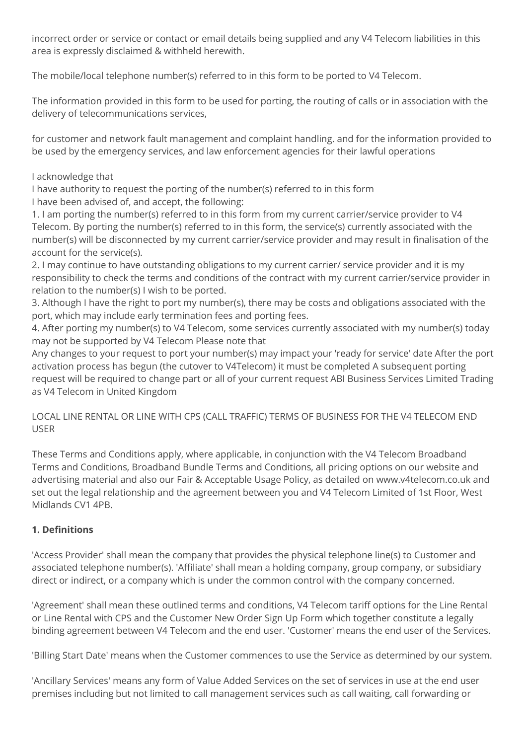incorrect order or service or contact or email details being supplied and any V4 Telecom liabilities in this area is expressly disclaimed & withheld herewith.

The mobile/local telephone number(s) referred to in this form to be ported to V4 Telecom.

The information provided in this form to be used for porting, the routing of calls or in association with the delivery of telecommunications services,

for customer and network fault management and complaint handling. and for the information provided to be used by the emergency services, and law enforcement agencies for their lawful operations

I acknowledge that
I have authority to request the porting of the number(s) referred to in this form
I have been advised of, and accept, the following:
1. I am porting the number(s) referred to in this form from my current carrier/service provider to V4 Telecom. By porting the number(s) referred to in this form, the service(s) currently associated with the number(s) will be disconnected by my current carrier/service provider and may result in finalisation of the account for the service(s).
2. I may continue to have outstanding obligations to my current carrier/ service provider and it is my responsibility to check the terms and conditions of the contract with my current carrier/service provider in relation to the number(s) I wish to be ported.
3. Although I have the right to port my number(s), there may be costs and obligations associated with the port, which may include early termination fees and porting fees.
4. After porting my number(s) to V4 Telecom, some services currently associated with my number(s) today may not be supported by V4 Telecom Please note that
Any changes to your request to port your number(s) may impact your 'ready for service' date After the port activation process has begun (the cutover to V4Telecom) it must be completed A subsequent porting request will be required to change part or all of your current request ABI Business Services Limited Trading as V4 Telecom in United Kingdom

LOCAL LINE RENTAL OR LINE WITH CPS (CALL TRAFFIC) TERMS OF BUSINESS FOR THE V4 TELECOM END USER

These Terms and Conditions apply, where applicable, in conjunction with the V4 Telecom Broadband Terms and Conditions, Broadband Bundle Terms and Conditions, all pricing options on our website and advertising material and also our Fair & Acceptable Usage Policy, as detailed on www.v4telecom.co.uk and set out the legal relationship and the agreement between you and V4 Telecom Limited of 1st Floor, West Midlands CV1 4PB.

**1. Definitions**

'Access Provider' shall mean the company that provides the physical telephone line(s) to Customer and associated telephone number(s). 'Affiliate' shall mean a holding company, group company, or subsidiary direct or indirect, or a company which is under the common control with the company concerned.

'Agreement' shall mean these outlined terms and conditions, V4 Telecom tariff options for the Line Rental or Line Rental with CPS and the Customer New Order Sign Up Form which together constitute a legally binding agreement between V4 Telecom and the end user. 'Customer' means the end user of the Services.

'Billing Start Date' means when the Customer commences to use the Service as determined by our system.

'Ancillary Services' means any form of Value Added Services on the set of services in use at the end user premises including but not limited to call management services such as call waiting, call forwarding or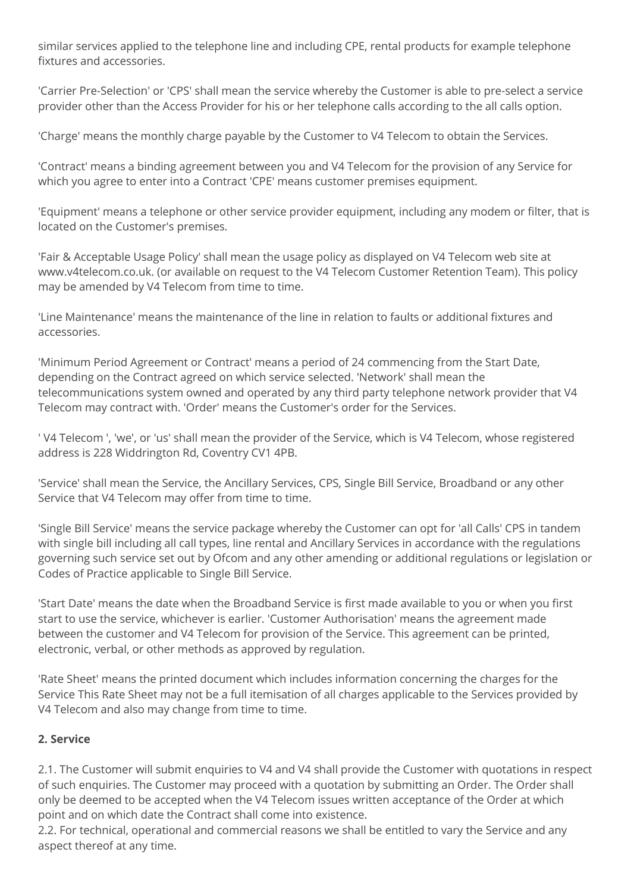similar services applied to the telephone line and including CPE, rental products for example telephone fixtures and accessories.

'Carrier Pre-Selection' or 'CPS' shall mean the service whereby the Customer is able to pre-select a service provider other than the Access Provider for his or her telephone calls according to the all calls option.

'Charge' means the monthly charge payable by the Customer to V4 Telecom to obtain the Services.

'Contract' means a binding agreement between you and V4 Telecom for the provision of any Service for which you agree to enter into a Contract 'CPE' means customer premises equipment.

'Equipment' means a telephone or other service provider equipment, including any modem or filter, that is located on the Customer's premises.

'Fair & Acceptable Usage Policy' shall mean the usage policy as displayed on V4 Telecom web site at www.v4telecom.co.uk. (or available on request to the V4 Telecom Customer Retention Team). This policy may be amended by V4 Telecom from time to time.

'Line Maintenance' means the maintenance of the line in relation to faults or additional fixtures and accessories.

'Minimum Period Agreement or Contract' means a period of 24 commencing from the Start Date, depending on the Contract agreed on which service selected. 'Network' shall mean the telecommunications system owned and operated by any third party telephone network provider that V4 Telecom may contract with. 'Order' means the Customer's order for the Services.

' V4 Telecom ', 'we', or 'us' shall mean the provider of the Service, which is V4 Telecom, whose registered address is 228 Widdrington Rd, Coventry CV1 4PB.

'Service' shall mean the Service, the Ancillary Services, CPS, Single Bill Service, Broadband or any other Service that V4 Telecom may offer from time to time.

'Single Bill Service' means the service package whereby the Customer can opt for 'all Calls' CPS in tandem with single bill including all call types, line rental and Ancillary Services in accordance with the regulations governing such service set out by Ofcom and any other amending or additional regulations or legislation or Codes of Practice applicable to Single Bill Service.

'Start Date' means the date when the Broadband Service is first made available to you or when you first start to use the service, whichever is earlier. 'Customer Authorisation' means the agreement made between the customer and V4 Telecom for provision of the Service. This agreement can be printed, electronic, verbal, or other methods as approved by regulation.

'Rate Sheet' means the printed document which includes information concerning the charges for the Service This Rate Sheet may not be a full itemisation of all charges applicable to the Services provided by V4 Telecom and also may change from time to time.

**2. Service**

2.1. The Customer will submit enquiries to V4 and V4 shall provide the Customer with quotations in respect of such enquiries. The Customer may proceed with a quotation by submitting an Order. The Order shall only be deemed to be accepted when the V4 Telecom issues written acceptance of the Order at which point and on which date the Contract shall come into existence.
2.2. For technical, operational and commercial reasons we shall be entitled to vary the Service and any aspect thereof at any time.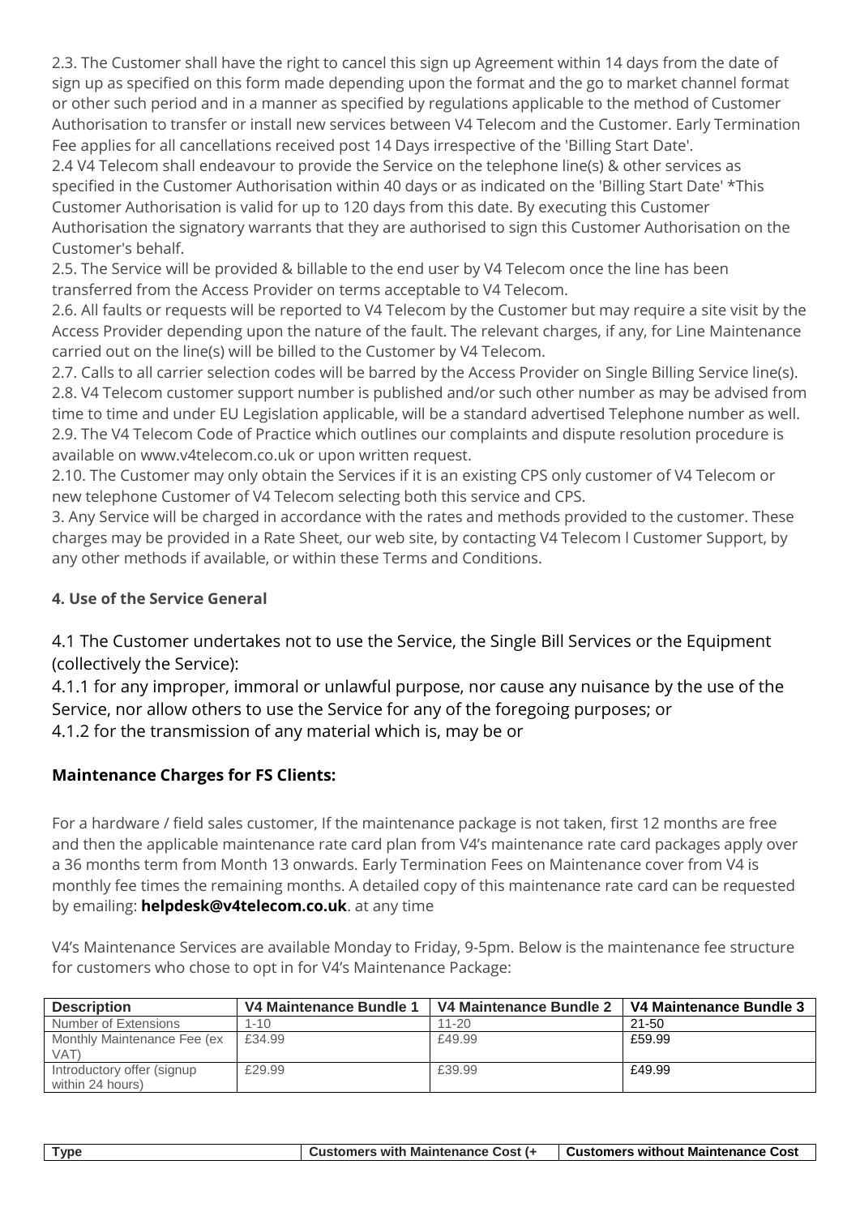2.3. The Customer shall have the right to cancel this sign up Agreement within 14 days from the date of sign up as specified on this form made depending upon the format and the go to market channel format or other such period and in a manner as specified by regulations applicable to the method of Customer Authorisation to transfer or install new services between V4 Telecom and the Customer. Early Termination Fee applies for all cancellations received post 14 Days irrespective of the 'Billing Start Date'.
2.4 V4 Telecom shall endeavour to provide the Service on the telephone line(s) & other services as specified in the Customer Authorisation within 40 days or as indicated on the 'Billing Start Date' *This Customer Authorisation is valid for up to 120 days from this date. By executing this Customer Authorisation the signatory warrants that they are authorised to sign this Customer Authorisation on the Customer's behalf.
2.5. The Service will be provided & billable to the end user by V4 Telecom once the line has been transferred from the Access Provider on terms acceptable to V4 Telecom.
2.6. All faults or requests will be reported to V4 Telecom by the Customer but may require a site visit by the Access Provider depending upon the nature of the fault. The relevant charges, if any, for Line Maintenance carried out on the line(s) will be billed to the Customer by V4 Telecom.
2.7. Calls to all carrier selection codes will be barred by the Access Provider on Single Billing Service line(s).
2.8. V4 Telecom customer support number is published and/or such other number as may be advised from time to time and under EU Legislation applicable, will be a standard advertised Telephone number as well.
2.9. The V4 Telecom Code of Practice which outlines our complaints and dispute resolution procedure is available on www.v4telecom.co.uk or upon written request.
2.10. The Customer may only obtain the Services if it is an existing CPS only customer of V4 Telecom or new telephone Customer of V4 Telecom selecting both this service and CPS.
3. Any Service will be charged in accordance with the rates and methods provided to the customer. These charges may be provided in a Rate Sheet, our web site, by contacting V4 Telecom l Customer Support, by any other methods if available, or within these Terms and Conditions.

**4. Use of the Service General**

4.1 The Customer undertakes not to use the Service, the Single Bill Services or the Equipment (collectively the Service):
4.1.1 for any improper, immoral or unlawful purpose, nor cause any nuisance by the use of the Service, nor allow others to use the Service for any of the foregoing purposes; or
4.1.2 for the transmission of any material which is, may be or

**Maintenance Charges for FS Clients:**

For a hardware / field sales customer, If the maintenance package is not taken, first 12 months are free and then the applicable maintenance rate card plan from V4's maintenance rate card packages apply over a 36 months term from Month 13 onwards. Early Termination Fees on Maintenance cover from V4 is monthly fee times the remaining months. A detailed copy of this maintenance rate card can be requested by emailing: **helpdesk@v4telecom.co.uk**. at any time

V4's Maintenance Services are available Monday to Friday, 9-5pm. Below is the maintenance fee structure for customers who chose to opt in for V4's Maintenance Package:

| Description | V4 Maintenance Bundle 1 | V4 Maintenance Bundle 2 | V4 Maintenance Bundle 3 |
|---|---|---|---|
| Number of Extensions | 1-10 | 11-20 | 21-50 |
| Monthly Maintenance Fee (ex VAT) | £34.99 | £49.99 | £59.99 |
| Introductory offer (signup within 24 hours) | £29.99 | £39.99 | £49.99 |

| Type | Customers with Maintenance Cost (+ | Customers without Maintenance Cost |
|---|---|---|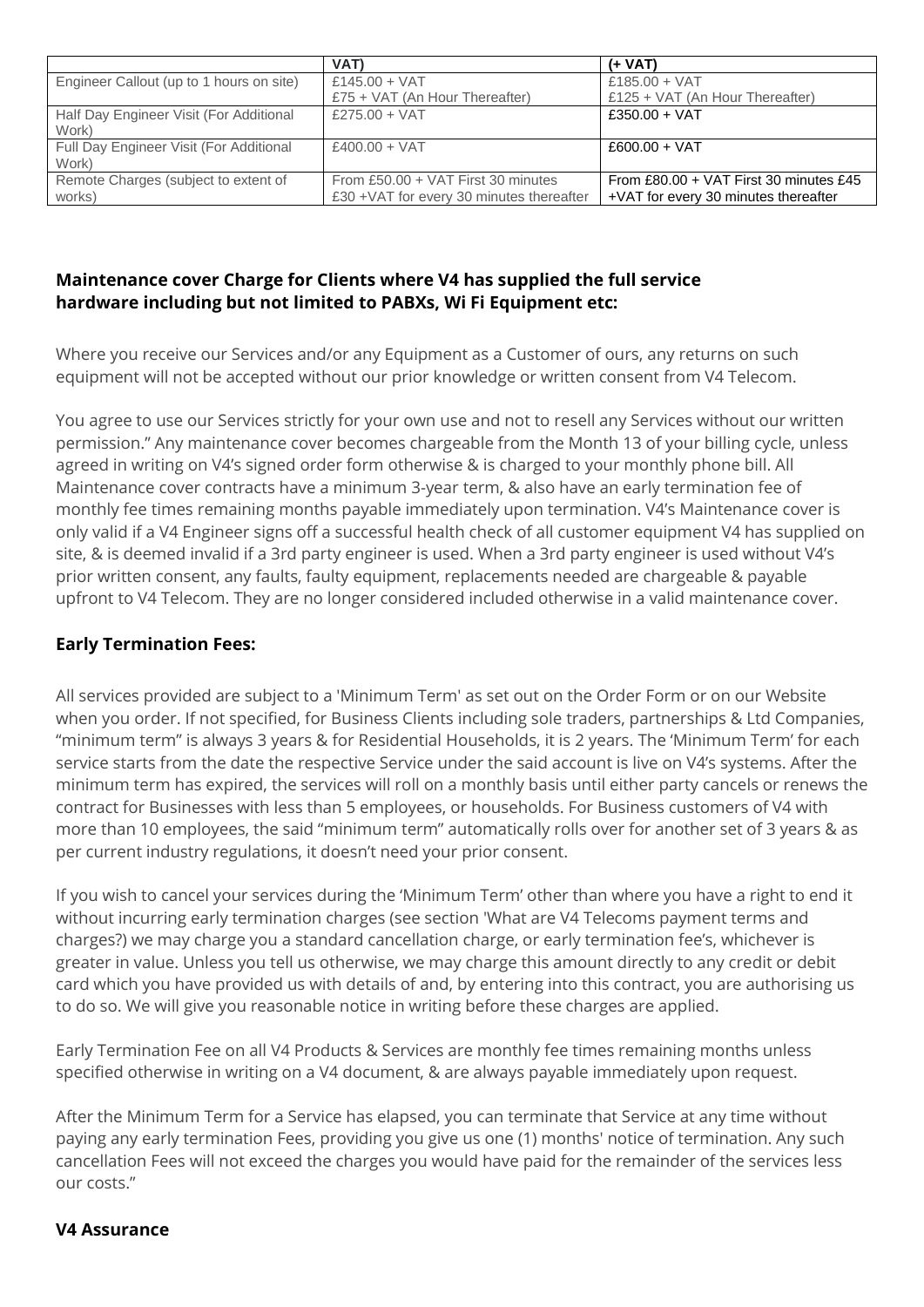| | VAT) | (+ VAT) |
|---|---|---|
| Engineer Callout (up to 1 hours on site) | £145.00 + VAT<br>£75 + VAT (An Hour Thereafter) | £185.00 + VAT<br>£125 + VAT (An Hour Thereafter) |
| Half Day Engineer Visit (For Additional Work) | £275.00 + VAT | £350.00 + VAT |
| Full Day Engineer Visit (For Additional Work) | £400.00 + VAT | £600.00 + VAT |
| Remote Charges (subject to extent of works) | From £50.00 + VAT First 30 minutes<br>£30 +VAT for every 30 minutes thereafter | From £80.00 + VAT First 30 minutes £45 +VAT for every 30 minutes thereafter |

**Maintenance cover Charge for Clients where V4 has supplied the full service hardware including but not limited to PABXs, Wi Fi Equipment etc:**

Where you receive our Services and/or any Equipment as a Customer of ours, any returns on such equipment will not be accepted without our prior knowledge or written consent from V4 Telecom.

You agree to use our Services strictly for your own use and not to resell any Services without our written permission." Any maintenance cover becomes chargeable from the Month 13 of your billing cycle, unless agreed in writing on V4's signed order form otherwise & is charged to your monthly phone bill. All Maintenance cover contracts have a minimum 3-year term, & also have an early termination fee of monthly fee times remaining months payable immediately upon termination. V4's Maintenance cover is only valid if a V4 Engineer signs off a successful health check of all customer equipment V4 has supplied on site, & is deemed invalid if a 3rd party engineer is used. When a 3rd party engineer is used without V4's prior written consent, any faults, faulty equipment, replacements needed are chargeable & payable upfront to V4 Telecom. They are no longer considered included otherwise in a valid maintenance cover.

**Early Termination Fees:**

All services provided are subject to a 'Minimum Term' as set out on the Order Form or on our Website when you order. If not specified, for Business Clients including sole traders, partnerships & Ltd Companies, "minimum term" is always 3 years & for Residential Households, it is 2 years. The 'Minimum Term' for each service starts from the date the respective Service under the said account is live on V4's systems. After the minimum term has expired, the services will roll on a monthly basis until either party cancels or renews the contract for Businesses with less than 5 employees, or households. For Business customers of V4 with more than 10 employees, the said "minimum term" automatically rolls over for another set of 3 years & as per current industry regulations, it doesn't need your prior consent.

If you wish to cancel your services during the 'Minimum Term' other than where you have a right to end it without incurring early termination charges (see section 'What are V4 Telecoms payment terms and charges?) we may charge you a standard cancellation charge, or early termination fee's, whichever is greater in value. Unless you tell us otherwise, we may charge this amount directly to any credit or debit card which you have provided us with details of and, by entering into this contract, you are authorising us to do so. We will give you reasonable notice in writing before these charges are applied.

Early Termination Fee on all V4 Products & Services are monthly fee times remaining months unless specified otherwise in writing on a V4 document, & are always payable immediately upon request.

After the Minimum Term for a Service has elapsed, you can terminate that Service at any time without paying any early termination Fees, providing you give us one (1) months' notice of termination. Any such cancellation Fees will not exceed the charges you would have paid for the remainder of the services less our costs."

**V4 Assurance**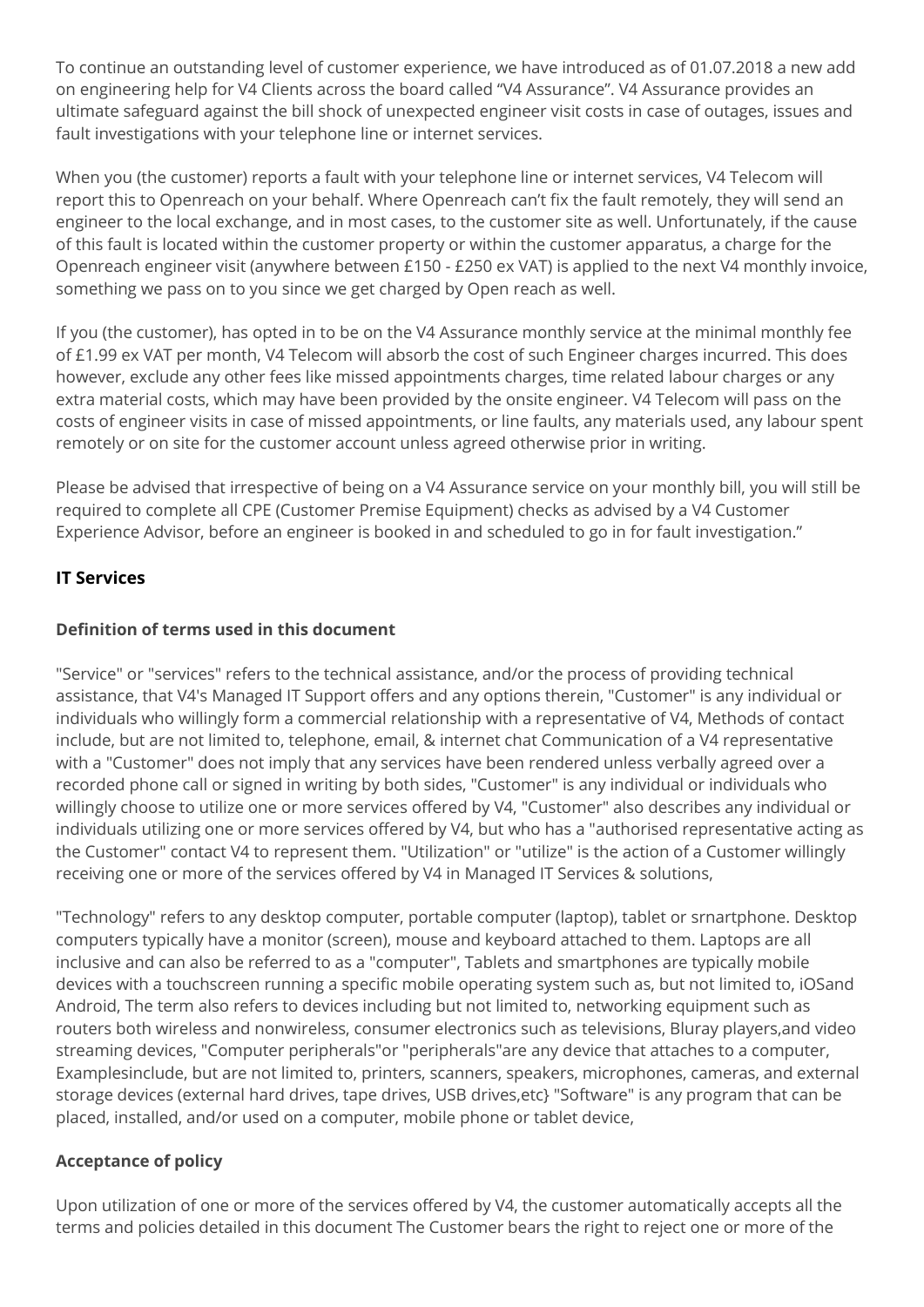To continue an outstanding level of customer experience, we have introduced as of 01.07.2018 a new add on engineering help for V4 Clients across the board called "V4 Assurance". V4 Assurance provides an ultimate safeguard against the bill shock of unexpected engineer visit costs in case of outages, issues and fault investigations with your telephone line or internet services.

When you (the customer) reports a fault with your telephone line or internet services, V4 Telecom will report this to Openreach on your behalf. Where Openreach can't fix the fault remotely, they will send an engineer to the local exchange, and in most cases, to the customer site as well. Unfortunately, if the cause of this fault is located within the customer property or within the customer apparatus, a charge for the Openreach engineer visit (anywhere between £150 - £250 ex VAT) is applied to the next V4 monthly invoice, something we pass on to you since we get charged by Open reach as well.

If you (the customer), has opted in to be on the V4 Assurance monthly service at the minimal monthly fee of £1.99 ex VAT per month, V4 Telecom will absorb the cost of such Engineer charges incurred. This does however, exclude any other fees like missed appointments charges, time related labour charges or any extra material costs, which may have been provided by the onsite engineer. V4 Telecom will pass on the costs of engineer visits in case of missed appointments, or line faults, any materials used, any labour spent remotely or on site for the customer account unless agreed otherwise prior in writing.

Please be advised that irrespective of being on a V4 Assurance service on your monthly bill, you will still be required to complete all CPE (Customer Premise Equipment) checks as advised by a V4 Customer Experience Advisor, before an engineer is booked in and scheduled to go in for fault investigation."

### IT Services

#### Definition of terms used in this document

"Service" or "services" refers to the technical assistance, and/or the process of providing technical assistance, that V4's Managed IT Support offers and any options therein, "Customer" is any individual or individuals who willingly form a commercial relationship with a representative of V4, Methods of contact include, but are not limited to, telephone, email, & internet chat Communication of a V4 representative with a "Customer" does not imply that any services have been rendered unless verbally agreed over a recorded phone call or signed in writing by both sides, "Customer" is any individual or individuals who willingly choose to utilize one or more services offered by V4, "Customer" also describes any individual or individuals utilizing one or more services offered by V4, but who has a "authorised representative acting as the Customer" contact V4 to represent them. "Utilization" or "utilize" is the action of a Customer willingly receiving one or more of the services offered by V4 in Managed IT Services & solutions,

"Technology" refers to any desktop computer, portable computer (laptop), tablet or srnartphone. Desktop computers typically have a monitor (screen), mouse and keyboard attached to them. Laptops are all inclusive and can also be referred to as a "computer", Tablets and smartphones are typically mobile devices with a touchscreen running a specific mobile operating system such as, but not limited to, iOSand Android, The term also refers to devices including but not limited to, networking equipment such as routers both wireless and nonwireless, consumer electronics such as televisions, Bluray players,and video streaming devices, "Computer peripherals"or "peripherals"are any device that attaches to a computer, Examplesinclude, but are not limited to, printers, scanners, speakers, microphones, cameras, and external storage devices (external hard drives, tape drives, USB drives,etc} "Software" is any program that can be placed, installed, and/or used on a computer, mobile phone or tablet device,

#### Acceptance of policy

Upon utilization of one or more of the services offered by V4, the customer automatically accepts all the terms and policies detailed in this document The Customer bears the right to reject one or more of the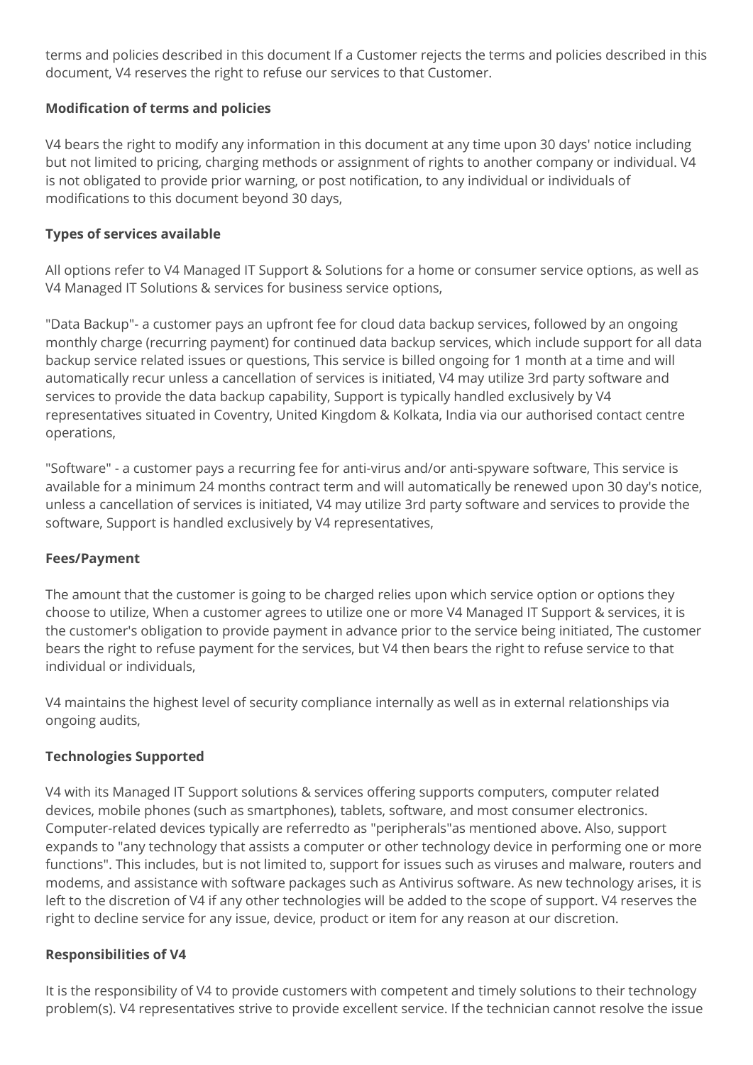terms and policies described in this document If a Customer rejects the terms and policies described in this document, V4 reserves the right to refuse our services to that Customer.

**Modification of terms and policies**

V4 bears the right to modify any information in this document at any time upon 30 days' notice including but not limited to pricing, charging methods or assignment of rights to another company or individual. V4 is not obligated to provide prior warning, or post notification, to any individual or individuals of modifications to this document beyond 30 days,

**Types of services available**

All options refer to V4 Managed IT Support & Solutions for a home or consumer service options, as well as V4 Managed IT Solutions & services for business service options,

"Data Backup"- a customer pays an upfront fee for cloud data backup services, followed by an ongoing monthly charge (recurring payment) for continued data backup services, which include support for all data backup service related issues or questions, This service is billed ongoing for 1 month at a time and will automatically recur unless a cancellation of services is initiated, V4 may utilize 3rd party software and services to provide the data backup capability, Support is typically handled exclusively by V4 representatives situated in Coventry, United Kingdom & Kolkata, India via our authorised contact centre operations,

"Software" - a customer pays a recurring fee for anti-virus and/or anti-spyware software, This service is available for a minimum 24 months contract term and will automatically be renewed upon 30 day's notice, unless a cancellation of services is initiated, V4 may utilize 3rd party software and services to provide the software, Support is handled exclusively by V4 representatives,

**Fees/Payment**

The amount that the customer is going to be charged relies upon which service option or options they choose to utilize, When a customer agrees to utilize one or more V4 Managed IT Support & services, it is the customer's obligation to provide payment in advance prior to the service being initiated, The customer bears the right to refuse payment for the services, but V4 then bears the right to refuse service to that individual or individuals,

V4 maintains the highest level of security compliance internally as well as in external relationships via ongoing audits,

**Technologies Supported**

V4 with its Managed IT Support solutions & services offering supports computers, computer related devices, mobile phones (such as smartphones), tablets, software, and most consumer electronics. Computer-related devices typically are referredto as "peripherals"as mentioned above. Also, support expands to "any technology that assists a computer or other technology device in performing one or more functions". This includes, but is not limited to, support for issues such as viruses and malware, routers and modems, and assistance with software packages such as Antivirus software. As new technology arises, it is left to the discretion of V4 if any other technologies will be added to the scope of support. V4 reserves the right to decline service for any issue, device, product or item for any reason at our discretion.

**Responsibilities of V4**

It is the responsibility of V4 to provide customers with competent and timely solutions to their technology problem(s). V4 representatives strive to provide excellent service. If the technician cannot resolve the issue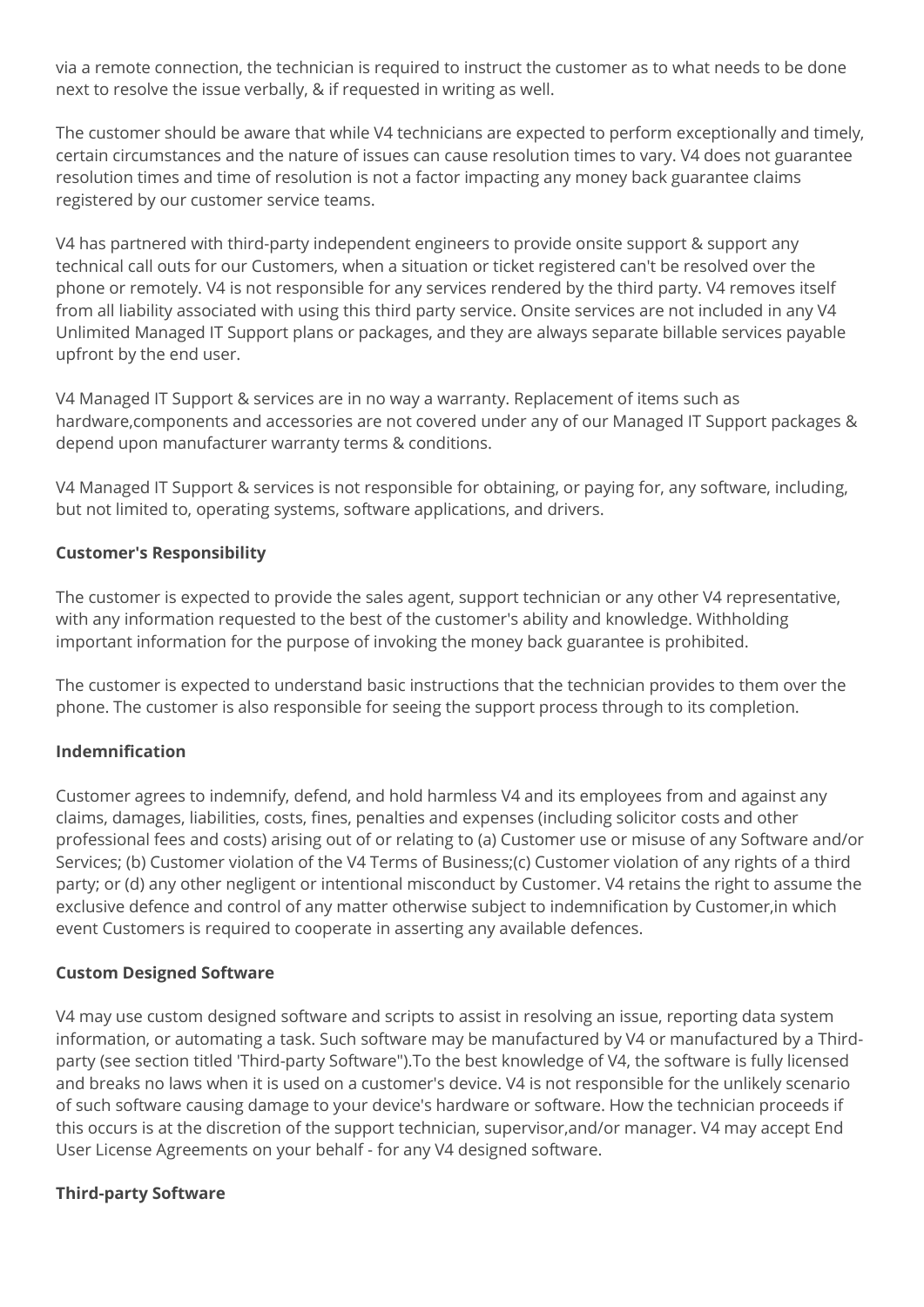via a remote connection, the technician is required to instruct the customer as to what needs to be done next to resolve the issue verbally, & if requested in writing as well.

The customer should be aware that while V4 technicians are expected to perform exceptionally and timely, certain circumstances and the nature of issues can cause resolution times to vary. V4 does not guarantee resolution times and time of resolution is not a factor impacting any money back guarantee claims registered by our customer service teams.

V4 has partnered with third-party independent engineers to provide onsite support & support any technical call outs for our Customers, when a situation or ticket registered can't be resolved over the phone or remotely. V4 is not responsible for any services rendered by the third party. V4 removes itself from all liability associated with using this third party service. Onsite services are not included in any V4 Unlimited Managed IT Support plans or packages, and they are always separate billable services payable upfront by the end user.

V4 Managed IT Support & services are in no way a warranty. Replacement of items such as hardware,components and accessories are not covered under any of our Managed IT Support packages & depend upon manufacturer warranty terms & conditions.

V4 Managed IT Support & services is not responsible for obtaining, or paying for, any software, including, but not limited to, operating systems, software applications, and drivers.

**Customer's Responsibility**

The customer is expected to provide the sales agent, support technician or any other V4 representative, with any information requested to the best of the customer's ability and knowledge. Withholding important information for the purpose of invoking the money back guarantee is prohibited.

The customer is expected to understand basic instructions that the technician provides to them over the phone. The customer is also responsible for seeing the support process through to its completion.

**Indemnification**

Customer agrees to indemnify, defend, and hold harmless V4 and its employees from and against any claims, damages, liabilities, costs, fines, penalties and expenses (including solicitor costs and other professional fees and costs) arising out of or relating to (a) Customer use or misuse of any Software and/or Services; (b) Customer violation of the V4 Terms of Business;(c) Customer violation of any rights of a third party; or (d) any other negligent or intentional misconduct by Customer. V4 retains the right to assume the exclusive defence and control of any matter otherwise subject to indemnification by Customer,in which event Customers is required to cooperate in asserting any available defences.

**Custom Designed Software**

V4 may use custom designed software and scripts to assist in resolving an issue, reporting data system information, or automating a task. Such software may be manufactured by V4 or manufactured by a Third-party (see section titled 'Third-party Software").To the best knowledge of V4, the software is fully licensed and breaks no laws when it is used on a customer's device. V4 is not responsible for the unlikely scenario of such software causing damage to your device's hardware or software. How the technician proceeds if this occurs is at the discretion of the support technician, supervisor,and/or manager. V4 may accept End User License Agreements on your behalf - for any V4 designed software.

**Third-party Software**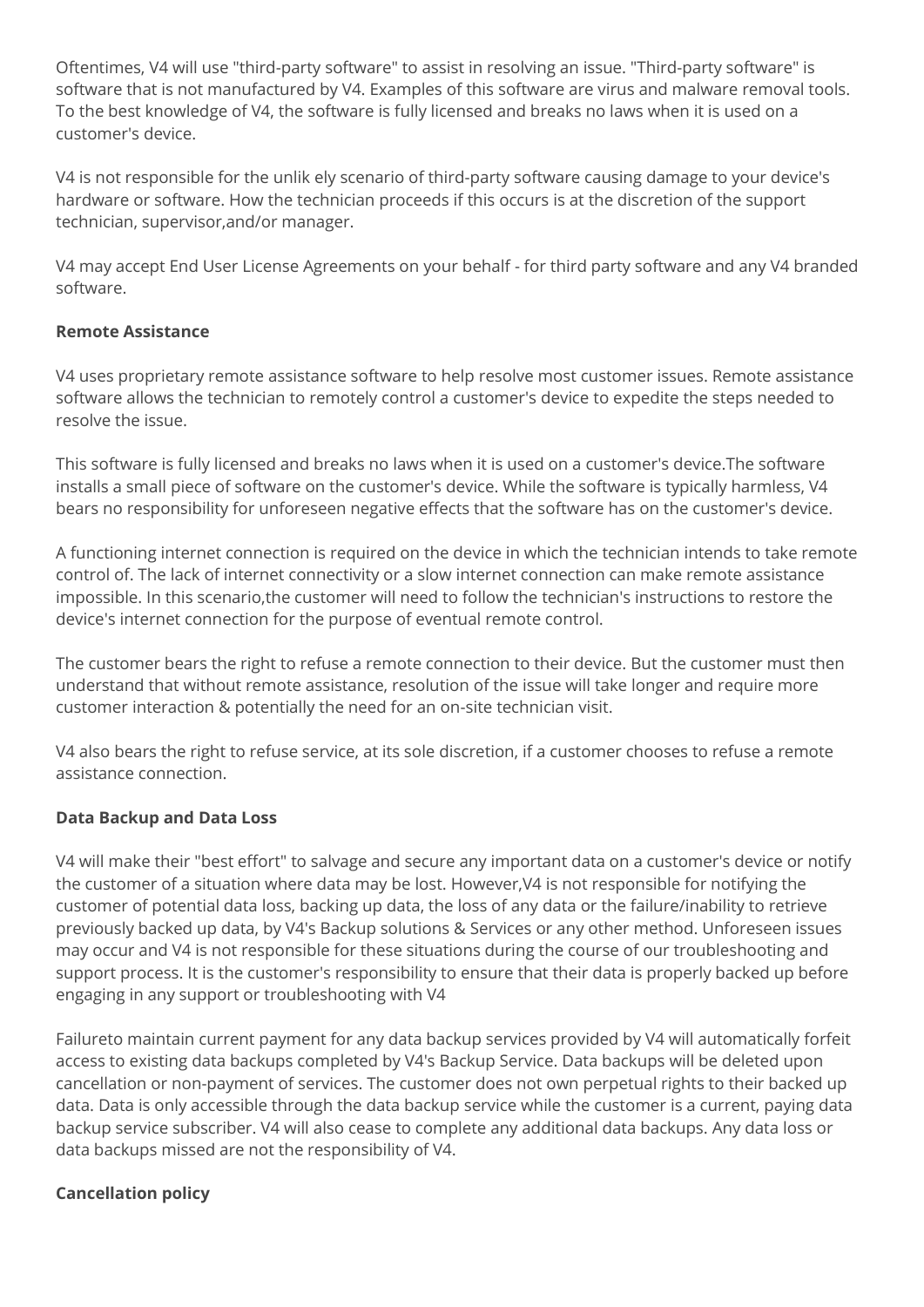Oftentimes, V4 will use "third-party software" to assist in resolving an issue. "Third-party software" is software that is not manufactured by V4. Examples of this software are virus and malware removal tools. To the best knowledge of V4, the software is fully licensed and breaks no laws when it is used on a customer's device.

V4 is not responsible for the unlik ely scenario of third-party software causing damage to your device's hardware or software. How the technician proceeds if this occurs is at the discretion of the support technician, supervisor,and/or manager.

V4 may accept End User License Agreements on your behalf - for third party software and any V4 branded software.

**Remote Assistance**

V4 uses proprietary remote assistance software to help resolve most customer issues. Remote assistance software allows the technician to remotely control a customer's device to expedite the steps needed to resolve the issue.

This software is fully licensed and breaks no laws when it is used on a customer's device.The software installs a small piece of software on the customer's device. While the software is typically harmless, V4 bears no responsibility for unforeseen negative effects that the software has on the customer's device.

A functioning internet connection is required on the device in which the technician intends to take remote control of. The lack of internet connectivity or a slow internet connection can make remote assistance impossible. In this scenario,the customer will need to follow the technician's instructions to restore the device's internet connection for the purpose of eventual remote control.

The customer bears the right to refuse a remote connection to their device. But the customer must then understand that without remote assistance, resolution of the issue will take longer and require more customer interaction & potentially the need for an on-site technician visit.

V4 also bears the right to refuse service, at its sole discretion, if a customer chooses to refuse a remote assistance connection.

**Data Backup and Data Loss**

V4 will make their "best effort" to salvage and secure any important data on a customer's device or notify the customer of a situation where data may be lost. However,V4 is not responsible for notifying the customer of potential data loss, backing up data, the loss of any data or the failure/inability to retrieve previously backed up data, by V4's Backup solutions & Services or any other method. Unforeseen issues may occur and V4 is not responsible for these situations during the course of our troubleshooting and support process. It is the customer's responsibility to ensure that their data is properly backed up before engaging in any support or troubleshooting with V4

Failureto maintain current payment for any data backup services provided by V4 will automatically forfeit access to existing data backups completed by V4's Backup Service. Data backups will be deleted upon cancellation or non-payment of services. The customer does not own perpetual rights to their backed up data. Data is only accessible through the data backup service while the customer is a current, paying data backup service subscriber. V4 will also cease to complete any additional data backups. Any data loss or data backups missed are not the responsibility of V4.

**Cancellation policy**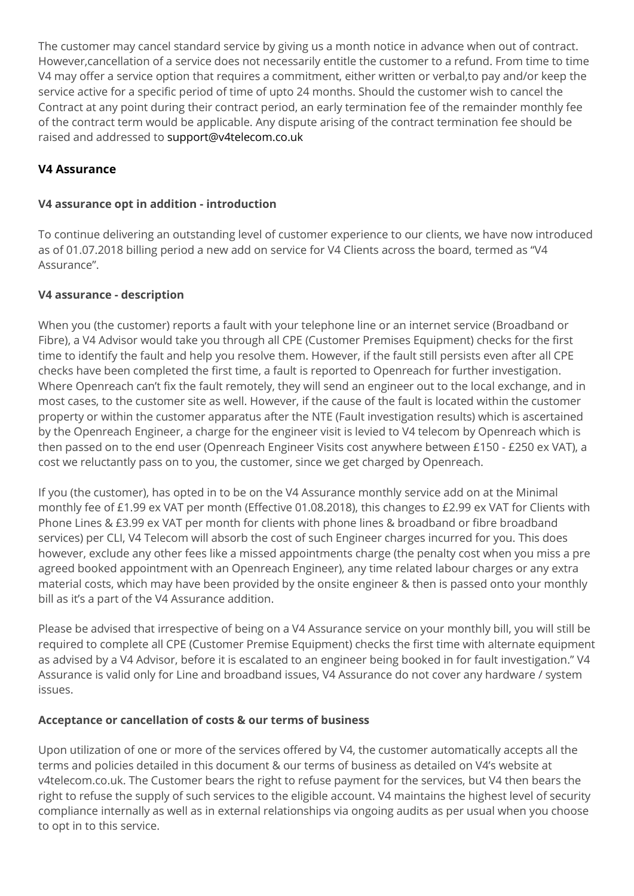The customer may cancel standard service by giving us a month notice in advance when out of contract. However,cancellation of a service does not necessarily entitle the customer to a refund. From time to time V4 may offer a service option that requires a commitment, either written or verbal,to pay and/or keep the service active for a specific period of time of upto 24 months. Should the customer wish to cancel the Contract at any point during their contract period, an early termination fee of the remainder monthly fee of the contract term would be applicable. Any dispute arising of the contract termination fee should be raised and addressed to support@v4telecom.co.uk

### V4 Assurance

#### V4 assurance opt in addition - introduction

To continue delivering an outstanding level of customer experience to our clients, we have now introduced as of 01.07.2018 billing period a new add on service for V4 Clients across the board, termed as "V4 Assurance".

#### V4 assurance - description

When you (the customer) reports a fault with your telephone line or an internet service (Broadband or Fibre), a V4 Advisor would take you through all CPE (Customer Premises Equipment) checks for the first time to identify the fault and help you resolve them. However, if the fault still persists even after all CPE checks have been completed the first time, a fault is reported to Openreach for further investigation. Where Openreach can't fix the fault remotely, they will send an engineer out to the local exchange, and in most cases, to the customer site as well. However, if the cause of the fault is located within the customer property or within the customer apparatus after the NTE (Fault investigation results) which is ascertained by the Openreach Engineer, a charge for the engineer visit is levied to V4 telecom by Openreach which is then passed on to the end user (Openreach Engineer Visits cost anywhere between £150 - £250 ex VAT), a cost we reluctantly pass on to you, the customer, since we get charged by Openreach.

If you (the customer), has opted in to be on the V4 Assurance monthly service add on at the Minimal monthly fee of £1.99 ex VAT per month (Effective 01.08.2018), this changes to £2.99 ex VAT for Clients with Phone Lines & £3.99 ex VAT per month for clients with phone lines & broadband or fibre broadband services) per CLI, V4 Telecom will absorb the cost of such Engineer charges incurred for you. This does however, exclude any other fees like a missed appointments charge (the penalty cost when you miss a pre agreed booked appointment with an Openreach Engineer), any time related labour charges or any extra material costs, which may have been provided by the onsite engineer & then is passed onto your monthly bill as it's a part of the V4 Assurance addition.

Please be advised that irrespective of being on a V4 Assurance service on your monthly bill, you will still be required to complete all CPE (Customer Premise Equipment) checks the first time with alternate equipment as advised by a V4 Advisor, before it is escalated to an engineer being booked in for fault investigation." V4 Assurance is valid only for Line and broadband issues, V4 Assurance do not cover any hardware / system issues.

#### Acceptance or cancellation of costs & our terms of business

Upon utilization of one or more of the services offered by V4, the customer automatically accepts all the terms and policies detailed in this document & our terms of business as detailed on V4's website at v4telecom.co.uk. The Customer bears the right to refuse payment for the services, but V4 then bears the right to refuse the supply of such services to the eligible account. V4 maintains the highest level of security compliance internally as well as in external relationships via ongoing audits as per usual when you choose to opt in to this service.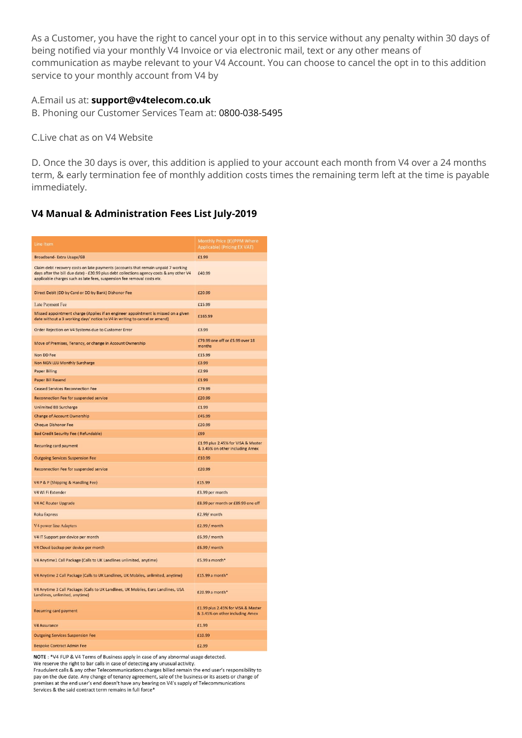As a Customer, you have the right to cancel your opt in to this service without any penalty within 30 days of being notified via your monthly V4 Invoice or via electronic mail, text or any other means of communication as maybe relevant to your V4 Account. You can choose to cancel the opt in to this addition service to your monthly account from V4 by

A.Email us at: **support@v4telecom.co.uk**
B. Phoning our Customer Services Team at: 0800-038-5495

C.Live chat as on V4 Website

D. Once the 30 days is over, this addition is applied to your account each month from V4 over a 24 months term, & early termination fee of monthly addition costs times the remaining term left at the time is payable immediately.

### V4 Manual & Administration Fees List July-2019

| Line Item | Monthly Price (£)(PPM Where Applicable) (Pricing EX VAT) |
|---|---|
| Broadband- Extra Usage/GB | £1.99 |
| Claim debt recovery costs on late payments (accounts that remain unpaid 7 working days after the bill due date) - £20.99 plus debt collections agency costs & any other V4 applicable charges such as late fees, suspension fee removal costs etc. | £40.99 |
| Direct Debit (DD by Card or DD by Bank) Dishonor Fee | £20.99 |
| Late Payment Fee | £15.99 |
| Missed appointment charge (Applies if an engineer appointment is missed on a given date without a 3 working days' notice to V4 in writing to cancel or amend) | £165.99 |
| Order Rejection on V4 Systems due to Customer Error | £3.99 |
| Move of Premises, Tenancy, or change in Account Ownership | £79.99 one off or £5.99 over 18 months |
| Non DD Fee | £15.99 |
| Non NGN LLU Monthly Surcharge | £3.99 |
| Paper Billing | £2.99 |
| Paper Bill Resend | £1.99 |
| Ceased Services Reconnection Fee | £79.99 |
| Reconnection Fee for suspended service | £20.99 |
| Unlimited BB Surcharge | £1.99 |
| Change of Account Ownership | £45.99 |
| Cheque Dishonor Fee | £20.99 |
| Bad Credit Security Fee ( Refundable) | £99 |
| Recurring card payment | £1.99 plus 2.45% for VISA & Master & 3.45% on other including Amex |
| Outgoing Services Suspension Fee | £10.99 |
| Reconnection Fee for suspended service | £20.99 |
| V4 P & P (Shipping & Handling Fee) | £15.99 |
| V4 Wi Fi Extender | £3.99 per month |
| V4 AC Router Upgrade | £8.99 per month or £89.99 one off |
| Roku Express | £2.99/ month |
| V4 power line Adapters | £2.99 / month |
| V4 IT Support per device per month | £6.99 / month |
| V4 Cloud backup per device per month | £6.99 / month |
| V4 Anytime1 Call Package (Calls to UK Landlines unlimited, anytime) | £5.99 a month* |
| V4 Anytime 2 Call Package (Calls to UK Landlines, UK Mobiles, unlimited, anytime) | £15.99 a month* |
| V4 Anytime 3 Call Package: (Calls to UK Landlines, UK Mobiles, Euro Landlines, USA Landlines, unlimited, anytime) | £20.99 a month* |
| Recurring card payment | £1.99 plus 2.45% for VISA & Master & 3.45% on other including Amex |
| V4 Assurance | £1.99 |
| Outgoing Services Suspension Fee | £10.99 |
| Bespoke Contract Admin Fee | £2.99 |

**NOTE** : *V4 FUP & V4 Terms of Business apply in case of any abnormal usage detected.
We reserve the right to bar calls in case of detecting any unusual activity.
Fraudulent calls & any other Telecommunications charges billed remain the end user's responsibility to pay on the due date. Any change of tenancy agreement, sale of the business or its assets or change of premises at the end user's end doesn't have any bearing on V4's supply of Telecommunications Services & the said contract term remains in full force*